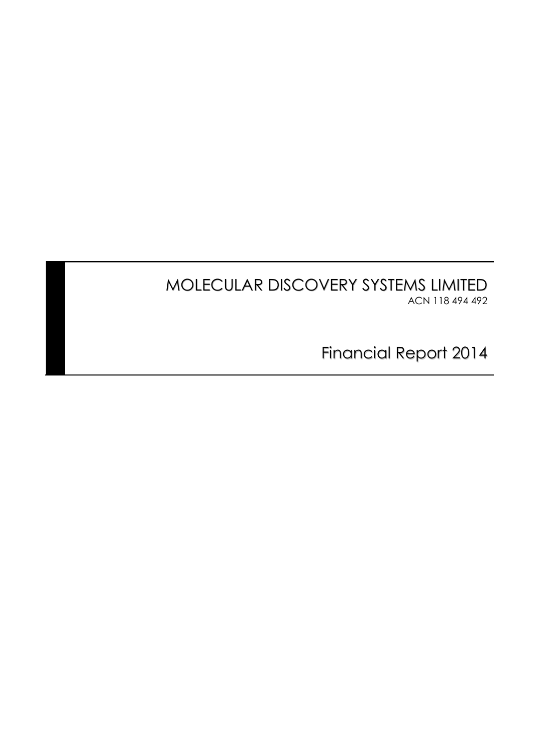# MOLECULAR DISCOVERY SYSTEMS LIMITED

ACN 118 494 492

## Financial Report 2014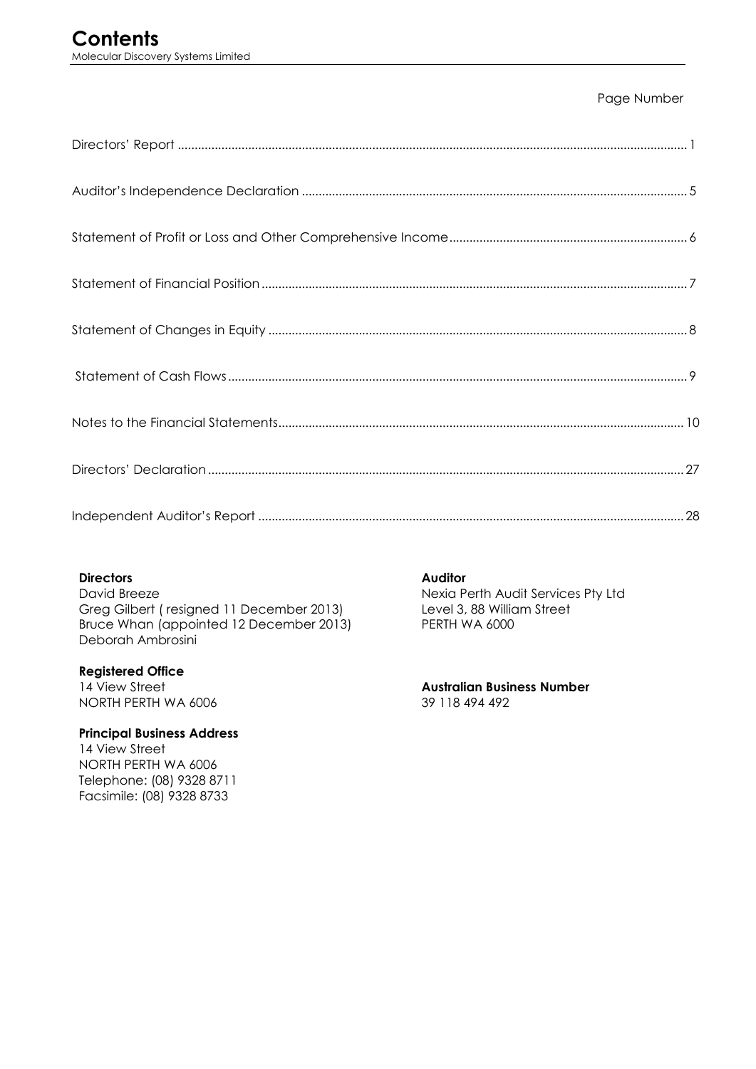# Contents

Molecular Discovery Systems Limited

| | Page Number |
|---|---|
| Directors' Report | 1 |
| Auditor's Independence Declaration | 5 |
| Statement of Profit or Loss and Other Comprehensive Income | 6 |
| Statement of Financial Position | 7 |
| Statement of Changes in Equity | 8 |
| Statement of Cash Flows | 9 |
| Notes to the Financial Statements | 10 |
| Directors' Declaration | 27 |
| Independent Auditor's Report | 28 |

**Directors**
David Breeze
Greg Gilbert ( resigned 11 December 2013)
Bruce Whan (appointed 12 December 2013)
Deborah Ambrosini

**Registered Office**
14 View Street
NORTH PERTH WA 6006

**Principal Business Address**
14 View Street
NORTH PERTH WA 6006
Telephone: (08) 9328 8711
Facsimile: (08) 9328 8733

**Auditor**
Nexia Perth Audit Services Pty Ltd
Level 3, 88 William Street
PERTH WA 6000

**Australian Business Number**
39 118 494 492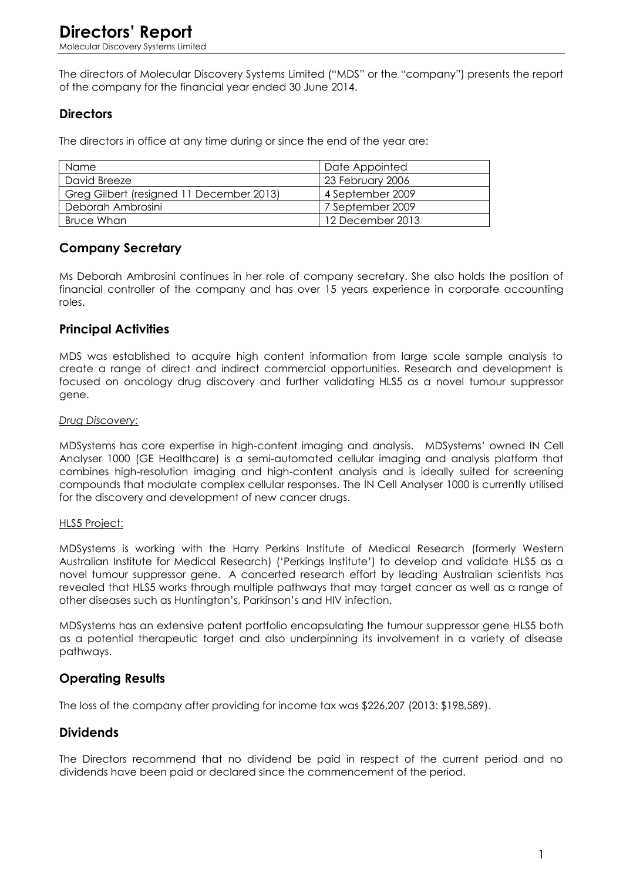# Directors' Report

Molecular Discovery Systems Limited

The directors of Molecular Discovery Systems Limited ("MDS" or the "company") presents the report of the company for the financial year ended 30 June 2014.

## Directors

The directors in office at any time during or since the end of the year are:

| Name | Date Appointed |
|---|---|
| David Breeze | 23 February 2006 |
| Greg Gilbert (resigned 11 December 2013) | 4 September 2009 |
| Deborah Ambrosini | 7 September 2009 |
| Bruce Whan | 12 December 2013 |

## Company Secretary

Ms Deborah Ambrosini continues in her role of company secretary. She also holds the position of financial controller of the company and has over 15 years experience in corporate accounting roles.

## Principal Activities

MDS was established to acquire high content information from large scale sample analysis to create a range of direct and indirect commercial opportunities. Research and development is focused on oncology drug discovery and further validating HLS5 as a novel tumour suppressor gene.

*Drug Discovery:*

MDSystems has core expertise in high-content imaging and analysis. MDSystems' owned IN Cell Analyser 1000 (GE Healthcare) is a semi-automated cellular imaging and analysis platform that combines high-resolution imaging and high-content analysis and is ideally suited for screening compounds that modulate complex cellular responses. The IN Cell Analyser 1000 is currently utilised for the discovery and development of new cancer drugs.

HLS5 Project:

MDSystems is working with the Harry Perkins Institute of Medical Research (formerly Western Australian Institute for Medical Research) ('Perkings Institute') to develop and validate HLS5 as a novel tumour suppressor gene. A concerted research effort by leading Australian scientists has revealed that HLS5 works through multiple pathways that may target cancer as well as a range of other diseases such as Huntington's, Parkinson's and HIV infection.

MDSystems has an extensive patent portfolio encapsulating the tumour suppressor gene HLS5 both as a potential therapeutic target and also underpinning its involvement in a variety of disease pathways.

## Operating Results

The loss of the company after providing for income tax was $226,207 (2013: $198,589).

## Dividends

The Directors recommend that no dividend be paid in respect of the current period and no dividends have been paid or declared since the commencement of the period.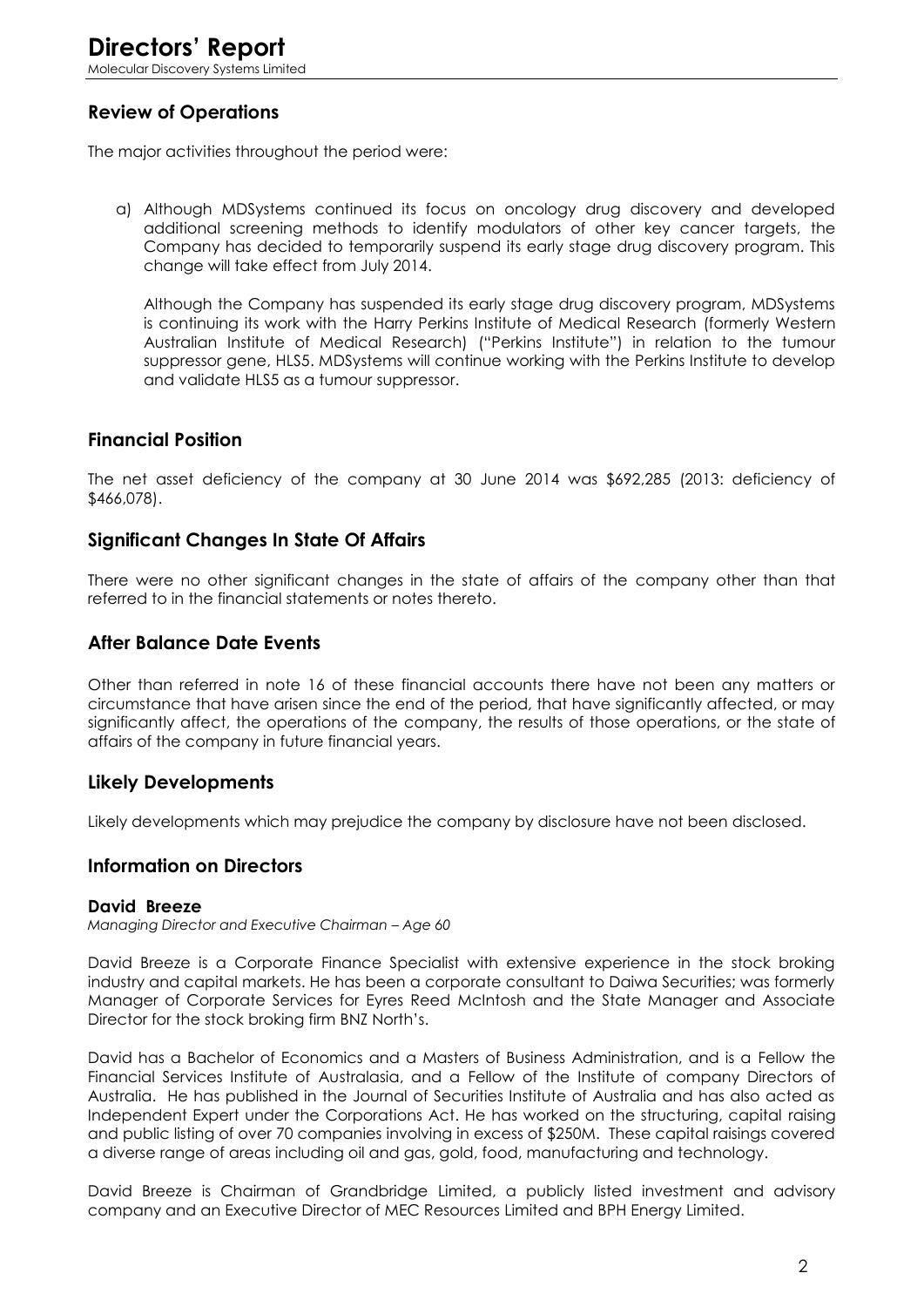## Review of Operations

The major activities throughout the period were:

a) Although MDSystems continued its focus on oncology drug discovery and developed additional screening methods to identify modulators of other key cancer targets, the Company has decided to temporarily suspend its early stage drug discovery program. This change will take effect from July 2014.

   Although the Company has suspended its early stage drug discovery program, MDSystems is continuing its work with the Harry Perkins Institute of Medical Research (formerly Western Australian Institute of Medical Research) ("Perkins Institute") in relation to the tumour suppressor gene, HLS5. MDSystems will continue working with the Perkins Institute to develop and validate HLS5 as a tumour suppressor.

## Financial Position

The net asset deficiency of the company at 30 June 2014 was $692,285 (2013: deficiency of $466,078).

## Significant Changes In State Of Affairs

There were no other significant changes in the state of affairs of the company other than that referred to in the financial statements or notes thereto.

## After Balance Date Events

Other than referred in note 16 of these financial accounts there have not been any matters or circumstance that have arisen since the end of the period, that have significantly affected, or may significantly affect, the operations of the company, the results of those operations, or the state of affairs of the company in future financial years.

## Likely Developments

Likely developments which may prejudice the company by disclosure have not been disclosed.

## Information on Directors

### David Breeze

*Managing Director and Executive Chairman – Age 60*

David Breeze is a Corporate Finance Specialist with extensive experience in the stock broking industry and capital markets. He has been a corporate consultant to Daiwa Securities; was formerly Manager of Corporate Services for Eyres Reed McIntosh and the State Manager and Associate Director for the stock broking firm BNZ North's.

David has a Bachelor of Economics and a Masters of Business Administration, and is a Fellow the Financial Services Institute of Australasia, and a Fellow of the Institute of company Directors of Australia. He has published in the Journal of Securities Institute of Australia and has also acted as Independent Expert under the Corporations Act. He has worked on the structuring, capital raising and public listing of over 70 companies involving in excess of $250M. These capital raisings covered a diverse range of areas including oil and gas, gold, food, manufacturing and technology.

David Breeze is Chairman of Grandbridge Limited, a publicly listed investment and advisory company and an Executive Director of MEC Resources Limited and BPH Energy Limited.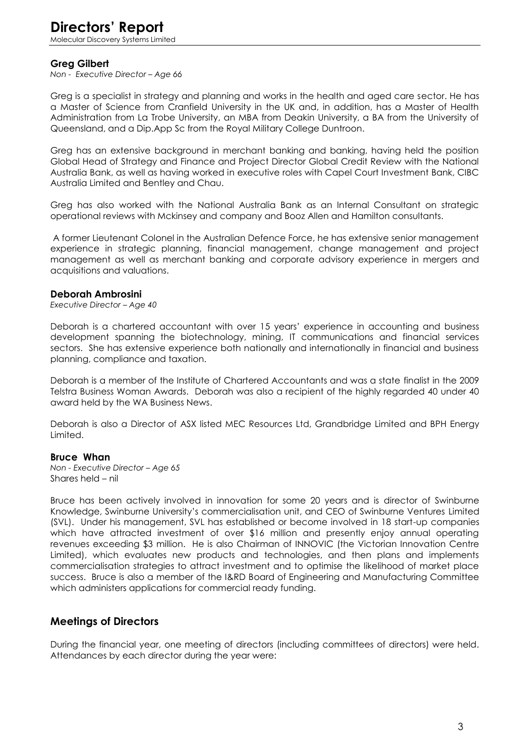### Greg Gilbert

*Non - Executive Director – Age 66*

Greg is a specialist in strategy and planning and works in the health and aged care sector. He has a Master of Science from Cranfield University in the UK and, in addition, has a Master of Health Administration from La Trobe University, an MBA from Deakin University, a BA from the University of Queensland, and a Dip.App Sc from the Royal Military College Duntroon.

Greg has an extensive background in merchant banking and banking, having held the position Global Head of Strategy and Finance and Project Director Global Credit Review with the National Australia Bank, as well as having worked in executive roles with Capel Court Investment Bank, CIBC Australia Limited and Bentley and Chau.

Greg has also worked with the National Australia Bank as an Internal Consultant on strategic operational reviews with Mckinsey and company and Booz Allen and Hamilton consultants.

A former Lieutenant Colonel in the Australian Defence Force, he has extensive senior management experience in strategic planning, financial management, change management and project management as well as merchant banking and corporate advisory experience in mergers and acquisitions and valuations.

### Deborah Ambrosini

*Executive Director – Age 40*

Deborah is a chartered accountant with over 15 years' experience in accounting and business development spanning the biotechnology, mining, IT communications and financial services sectors. She has extensive experience both nationally and internationally in financial and business planning, compliance and taxation.

Deborah is a member of the Institute of Chartered Accountants and was a state finalist in the 2009 Telstra Business Woman Awards. Deborah was also a recipient of the highly regarded 40 under 40 award held by the WA Business News.

Deborah is also a Director of ASX listed MEC Resources Ltd, Grandbridge Limited and BPH Energy Limited.

### Bruce Whan

*Non - Executive Director – Age 65*

Shares held – nil

Bruce has been actively involved in innovation for some 20 years and is director of Swinburne Knowledge, Swinburne University's commercialisation unit, and CEO of Swinburne Ventures Limited (SVL). Under his management, SVL has established or become involved in 18 start-up companies which have attracted investment of over $16 million and presently enjoy annual operating revenues exceeding $3 million. He is also Chairman of INNOVIC (the Victorian Innovation Centre Limited), which evaluates new products and technologies, and then plans and implements commercialisation strategies to attract investment and to optimise the likelihood of market place success. Bruce is also a member of the I&RD Board of Engineering and Manufacturing Committee which administers applications for commercial ready funding.

## Meetings of Directors

During the financial year, one meeting of directors (including committees of directors) were held. Attendances by each director during the year were: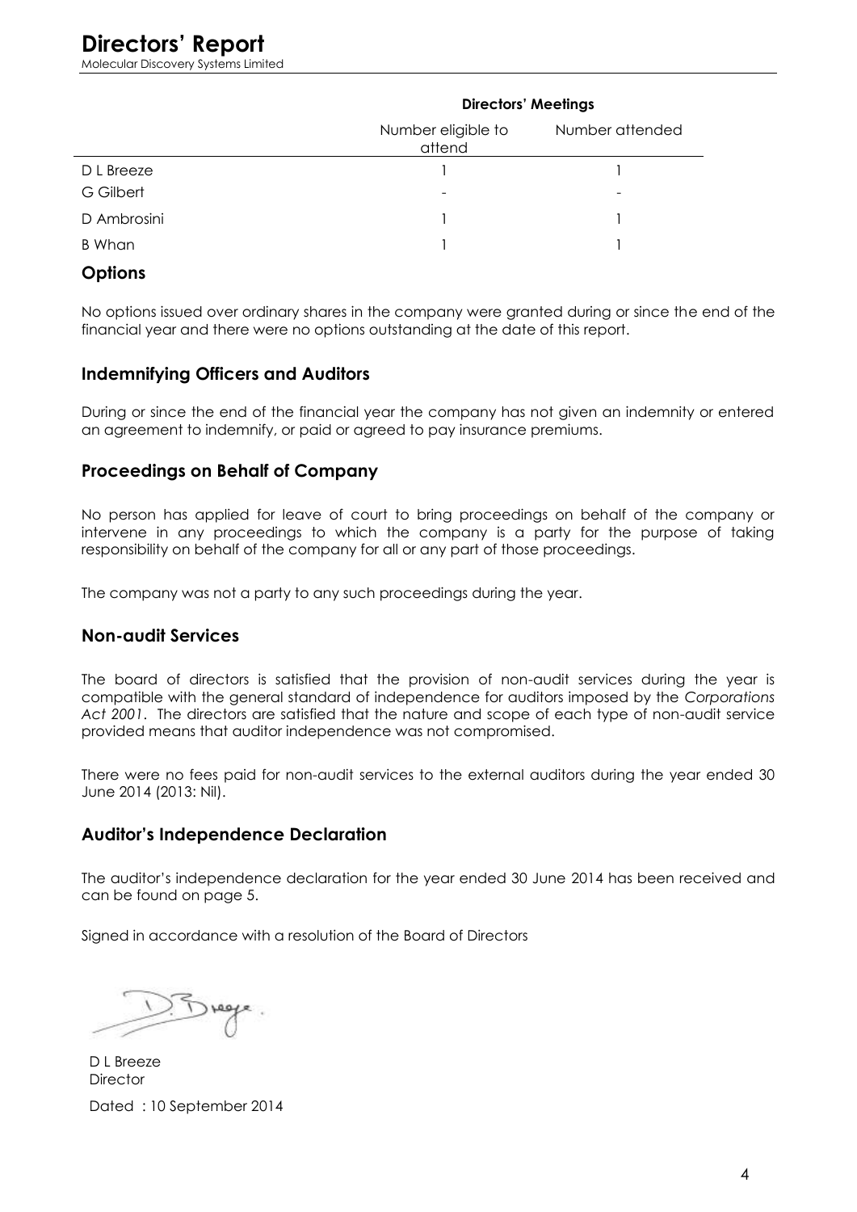# Directors' Report

Molecular Discovery Systems Limited

| | Directors' Meetings | |
|---|---|---|
| | Number eligible to attend | Number attended |
| D L Breeze | 1 | 1 |
| G Gilbert | - | - |
| D Ambrosini | 1 | 1 |
| B Whan | 1 | 1 |

## Options

No options issued over ordinary shares in the company were granted during or since the end of the financial year and there were no options outstanding at the date of this report.

## Indemnifying Officers and Auditors

During or since the end of the financial year the company has not given an indemnity or entered an agreement to indemnify, or paid or agreed to pay insurance premiums.

## Proceedings on Behalf of Company

No person has applied for leave of court to bring proceedings on behalf of the company or intervene in any proceedings to which the company is a party for the purpose of taking responsibility on behalf of the company for all or any part of those proceedings.

The company was not a party to any such proceedings during the year.

## Non-audit Services

The board of directors is satisfied that the provision of non-audit services during the year is compatible with the general standard of independence for auditors imposed by the *Corporations Act 2001*. The directors are satisfied that the nature and scope of each type of non-audit service provided means that auditor independence was not compromised.

There were no fees paid for non-audit services to the external auditors during the year ended 30 June 2014 (2013: Nil).

## Auditor's Independence Declaration

The auditor's independence declaration for the year ended 30 June 2014 has been received and can be found on page 5.

Signed in accordance with a resolution of the Board of Directors

D L Breeze
Director

Dated : 10 September 2014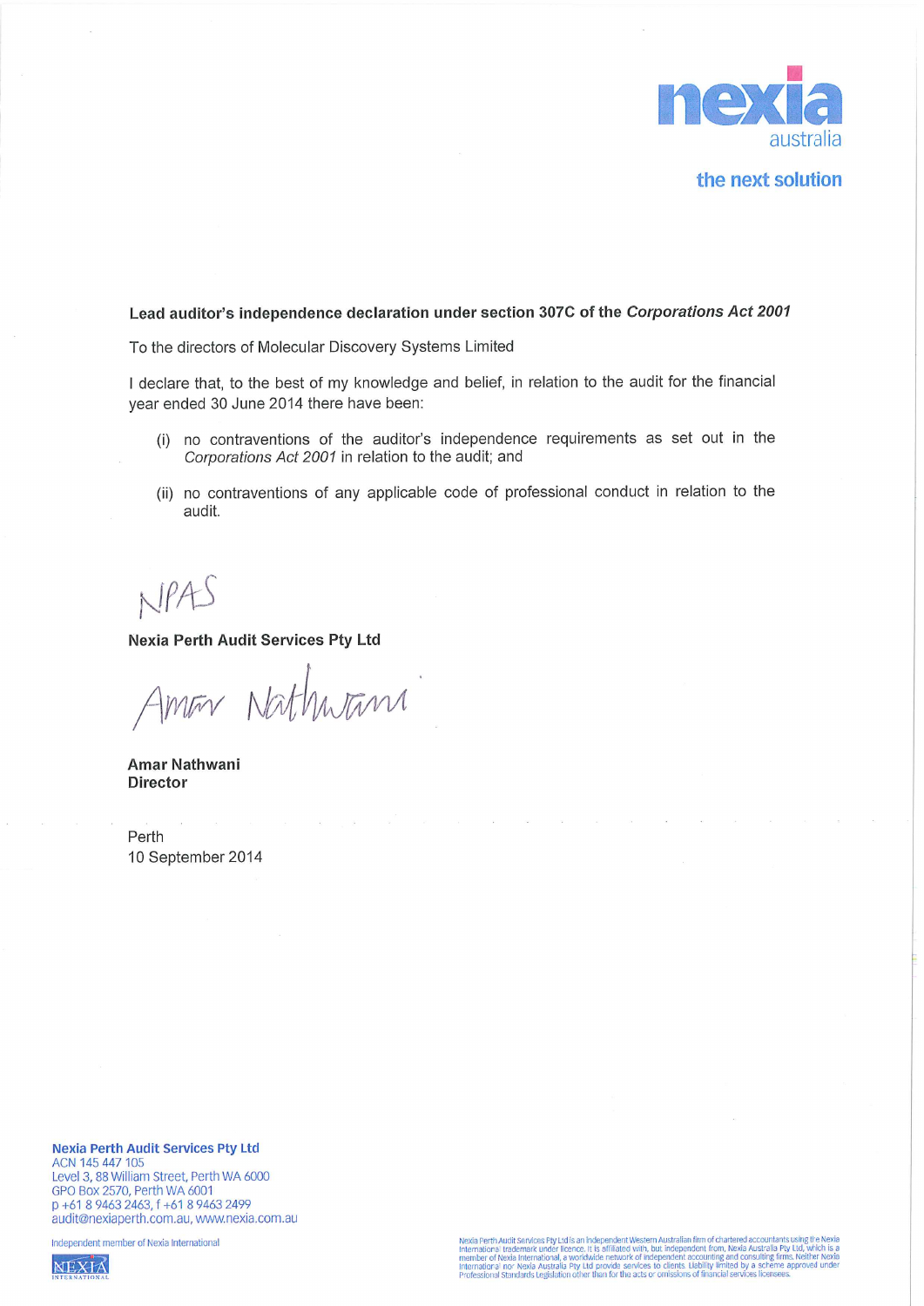nexia
australia

the next solution

**Lead auditor's independence declaration under section 307C of the *Corporations Act 2001***

To the directors of Molecular Discovery Systems Limited

I declare that, to the best of my knowledge and belief, in relation to the audit for the financial year ended 30 June 2014 there have been:

(i) no contraventions of the auditor's independence requirements as set out in the *Corporations Act 2001* in relation to the audit; and

(ii) no contraventions of any applicable code of professional conduct in relation to the audit.

NPAS

**Nexia Perth Audit Services Pty Ltd**

Amar Nathwani

**Amar Nathwani**
**Director**

Perth
10 September 2014

**Nexia Perth Audit Services Pty Ltd**
ACN 145 447 105
Level 3, 88 William Street, Perth WA 6000
GPO Box 2570, Perth WA 6001
p +61 8 9463 2463, f +61 8 9463 2499
audit@nexiaperth.com.au, www.nexia.com.au

Independent member of Nexia International

Nexia Perth Audit Services Pty Ltd is an independent Western Australian firm of chartered accountants using the Nexia International trademark under licence. It is affiliated with, but independent from, Nexia Australia Pty Ltd, which is a member of Nexia International, a worldwide network of independent accounting and consulting firms. Neither Nexia International nor Nexia Australia Pty Ltd provide services to clients. Liability limited by a scheme approved under Professional Standards Legislation other than for the acts or omissions of financial services licensees.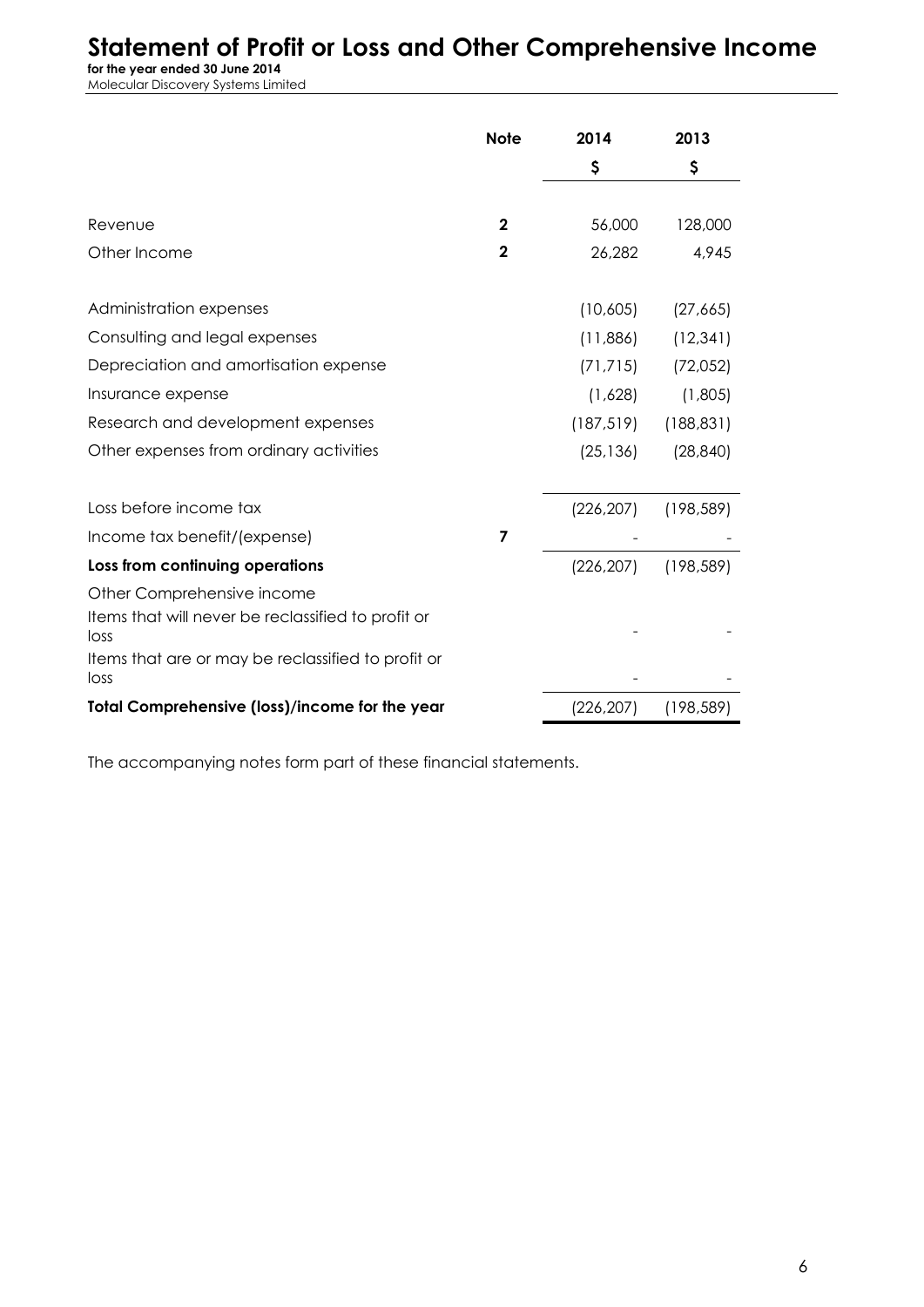# Statement of Profit or Loss and Other Comprehensive Income

**for the year ended 30 June 2014**

Molecular Discovery Systems Limited

| | Note | 2014 | 2013 |
|---|---|---|---|
| | | $ | $ |
| Revenue | 2 | 56,000 | 128,000 |
| Other Income | 2 | 26,282 | 4,945 |
| Administration expenses | | (10,605) | (27,665) |
| Consulting and legal expenses | | (11,886) | (12,341) |
| Depreciation and amortisation expense | | (71,715) | (72,052) |
| Insurance expense | | (1,628) | (1,805) |
| Research and development expenses | | (187,519) | (188,831) |
| Other expenses from ordinary activities | | (25,136) | (28,840) |
| Loss before income tax | | (226,207) | (198,589) |
| Income tax benefit/(expense) | 7 | - | - |
| **Loss from continuing operations** | | (226,207) | (198,589) |
| Other Comprehensive income | | | |
| Items that will never be reclassified to profit or loss | | - | - |
| Items that are or may be reclassified to profit or loss | | - | - |
| **Total Comprehensive (loss)/income for the year** | | (226,207) | (198,589) |

The accompanying notes form part of these financial statements.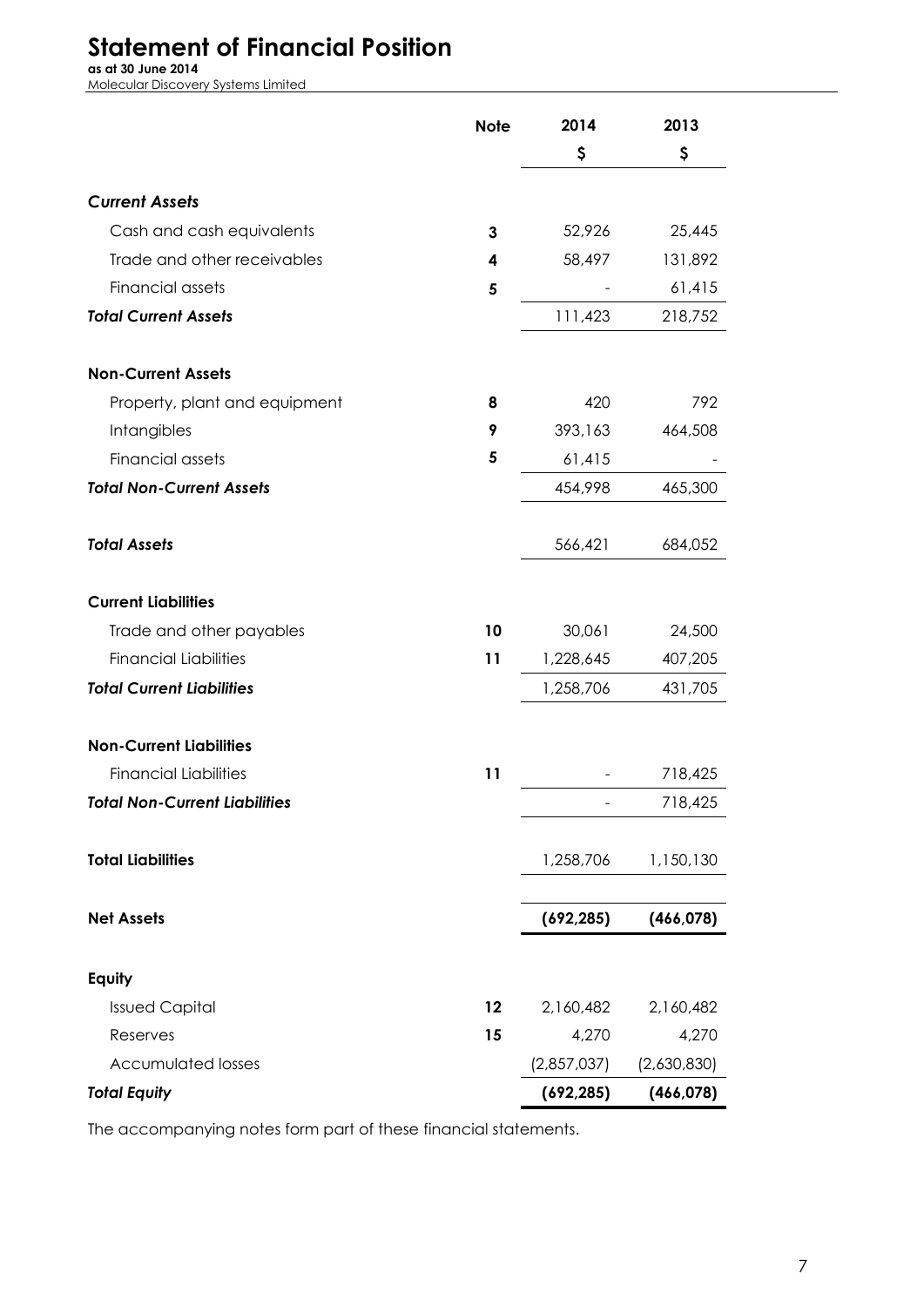# Statement of Financial Position

**as at 30 June 2014**

Molecular Discovery Systems Limited

| | Note | 2014 | 2013 |
|---|---|---|---|
| | | $ | $ |
| ***Current Assets*** | | | |
| Cash and cash equivalents | **3** | 52,926 | 25,445 |
| Trade and other receivables | **4** | 58,497 | 131,892 |
| Financial assets | **5** | - | 61,415 |
| ***Total Current Assets*** | | 111,423 | 218,752 |
| **Non-Current Assets** | | | |
| Property, plant and equipment | **8** | 420 | 792 |
| Intangibles | **9** | 393,163 | 464,508 |
| Financial assets | **5** | 61,415 | - |
| ***Total Non-Current Assets*** | | 454,998 | 465,300 |
| ***Total Assets*** | | 566,421 | 684,052 |
| **Current Liabilities** | | | |
| Trade and other payables | **10** | 30,061 | 24,500 |
| Financial Liabilities | **11** | 1,228,645 | 407,205 |
| ***Total Current Liabilities*** | | 1,258,706 | 431,705 |
| **Non-Current Liabilities** | | | |
| Financial Liabilities | **11** | - | 718,425 |
| ***Total Non-Current Liabilities*** | | - | 718,425 |
| **Total Liabilities** | | 1,258,706 | 1,150,130 |
| **Net Assets** | | **(692,285)** | **(466,078)** |
| **Equity** | | | |
| Issued Capital | **12** | 2,160,482 | 2,160,482 |
| Reserves | **15** | 4,270 | 4,270 |
| Accumulated losses | | (2,857,037) | (2,630,830) |
| ***Total Equity*** | | **(692,285)** | **(466,078)** |

The accompanying notes form part of these financial statements.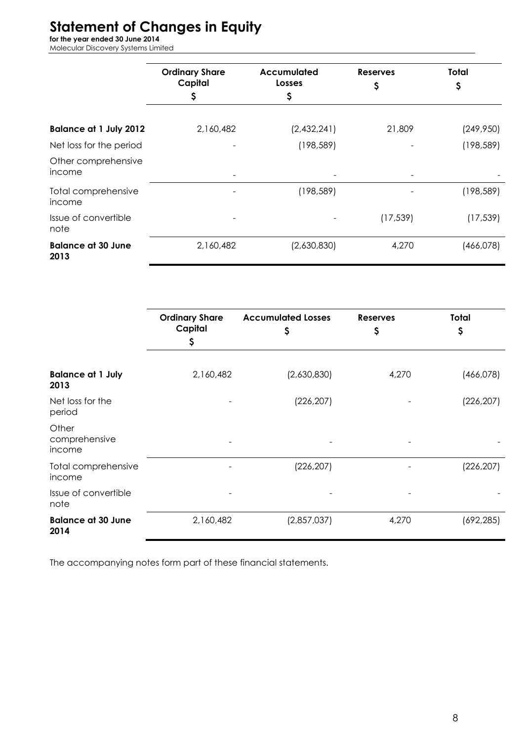# Statement of Changes in Equity

**for the year ended 30 June 2014**

Molecular Discovery Systems Limited

| | Ordinary Share Capital $ | Accumulated Losses $ | Reserves $ | Total $ |
|---|---|---|---|---|
| **Balance at 1 July 2012** | 2,160,482 | (2,432,241) | 21,809 | (249,950) |
| Net loss for the period | - | (198,589) | - | (198,589) |
| Other comprehensive income | - | - | - | - |
| Total comprehensive income | - | (198,589) | - | (198,589) |
| Issue of convertible note | - | - | (17,539) | (17,539) |
| **Balance at 30 June 2013** | 2,160,482 | (2,630,830) | 4,270 | (466,078) |

| | Ordinary Share Capital $ | Accumulated Losses $ | Reserves $ | Total $ |
|---|---|---|---|---|
| **Balance at 1 July 2013** | 2,160,482 | (2,630,830) | 4,270 | (466,078) |
| Net loss for the period | - | (226,207) | - | (226,207) |
| Other comprehensive income | - | - | - | - |
| Total comprehensive income | - | (226,207) | - | (226,207) |
| Issue of convertible note | - | - | - | - |
| **Balance at 30 June 2014** | 2,160,482 | (2,857,037) | 4,270 | (692,285) |

The accompanying notes form part of these financial statements.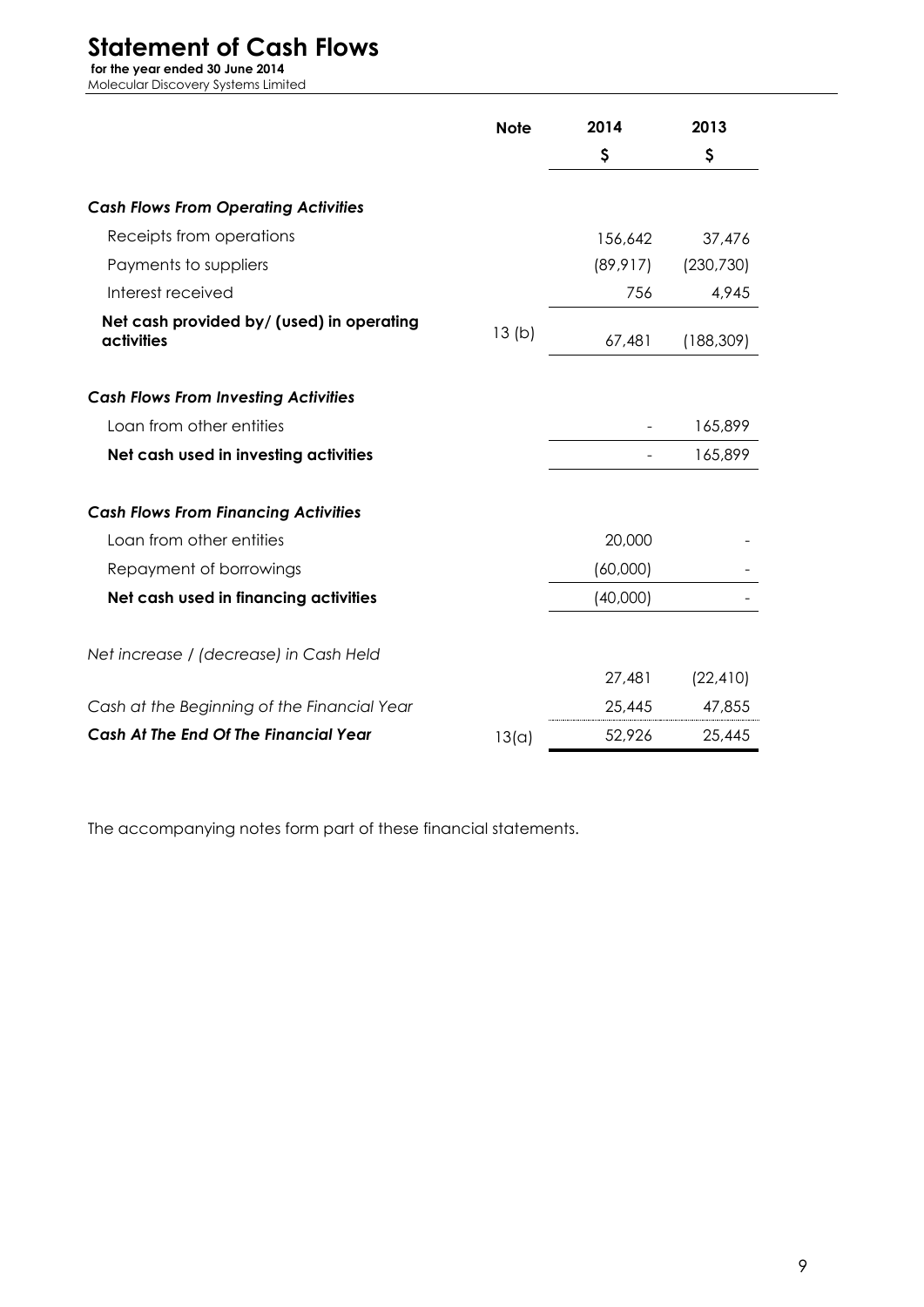# Statement of Cash Flows

**for the year ended 30 June 2014**

Molecular Discovery Systems Limited

| | Note | 2014 | 2013 |
|---|---|---|---|
| | | $ | $ |
| ***Cash Flows From Operating Activities*** | | | |
| Receipts from operations | | 156,642 | 37,476 |
| Payments to suppliers | | (89,917) | (230,730) |
| Interest received | | 756 | 4,945 |
| **Net cash provided by/ (used) in operating activities** | 13 (b) | 67,481 | (188,309) |
| ***Cash Flows From Investing Activities*** | | | |
| Loan from other entities | | - | 165,899 |
| **Net cash used in investing activities** | | - | 165,899 |
| ***Cash Flows From Financing Activities*** | | | |
| Loan from other entities | | 20,000 | - |
| Repayment of borrowings | | (60,000) | - |
| **Net cash used in financing activities** | | (40,000) | - |
| *Net increase / (decrease) in Cash Held* | | 27,481 | (22,410) |
| *Cash at the Beginning of the Financial Year* | | 25,445 | 47,855 |
| ***Cash At The End Of The Financial Year*** | 13(a) | 52,926 | 25,445 |

The accompanying notes form part of these financial statements.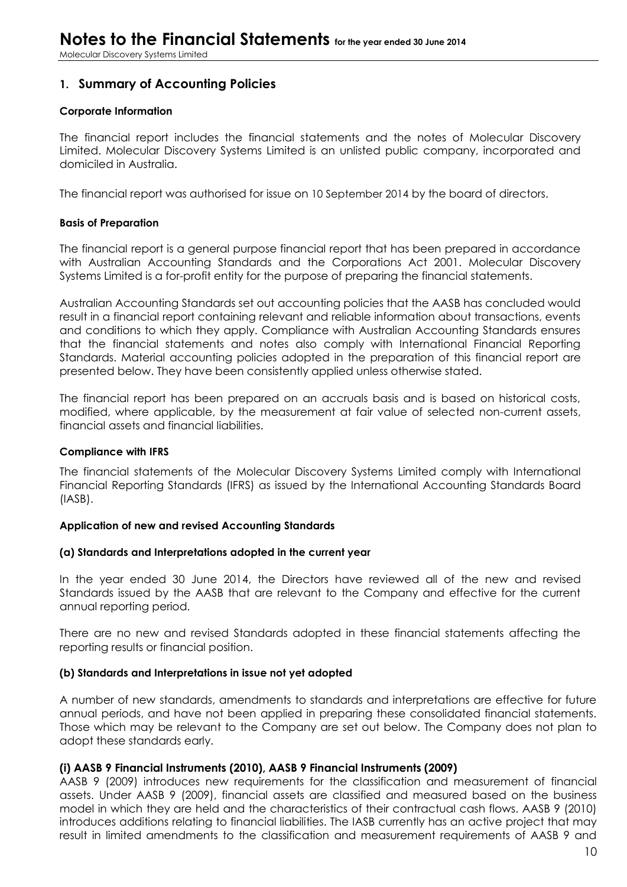## 1. Summary of Accounting Policies

**Corporate Information**

The financial report includes the financial statements and the notes of Molecular Discovery Limited. Molecular Discovery Systems Limited is an unlisted public company, incorporated and domiciled in Australia.

The financial report was authorised for issue on 10 September 2014 by the board of directors.

**Basis of Preparation**

The financial report is a general purpose financial report that has been prepared in accordance with Australian Accounting Standards and the Corporations Act 2001. Molecular Discovery Systems Limited is a for-profit entity for the purpose of preparing the financial statements.

Australian Accounting Standards set out accounting policies that the AASB has concluded would result in a financial report containing relevant and reliable information about transactions, events and conditions to which they apply. Compliance with Australian Accounting Standards ensures that the financial statements and notes also comply with International Financial Reporting Standards. Material accounting policies adopted in the preparation of this financial report are presented below. They have been consistently applied unless otherwise stated.

The financial report has been prepared on an accruals basis and is based on historical costs, modified, where applicable, by the measurement at fair value of selected non-current assets, financial assets and financial liabilities.

**Compliance with IFRS**

The financial statements of the Molecular Discovery Systems Limited comply with International Financial Reporting Standards (IFRS) as issued by the International Accounting Standards Board (IASB).

**Application of new and revised Accounting Standards**

**(a) Standards and Interpretations adopted in the current year**

In the year ended 30 June 2014, the Directors have reviewed all of the new and revised Standards issued by the AASB that are relevant to the Company and effective for the current annual reporting period.

There are no new and revised Standards adopted in these financial statements affecting the reporting results or financial position.

**(b) Standards and Interpretations in issue not yet adopted**

A number of new standards, amendments to standards and interpretations are effective for future annual periods, and have not been applied in preparing these consolidated financial statements. Those which may be relevant to the Company are set out below. The Company does not plan to adopt these standards early.

**(i) AASB 9 Financial Instruments (2010), AASB 9 Financial Instruments (2009)**

AASB 9 (2009) introduces new requirements for the classification and measurement of financial assets. Under AASB 9 (2009), financial assets are classified and measured based on the business model in which they are held and the characteristics of their contractual cash flows. AASB 9 (2010) introduces additions relating to financial liabilities. The IASB currently has an active project that may result in limited amendments to the classification and measurement requirements of AASB 9 and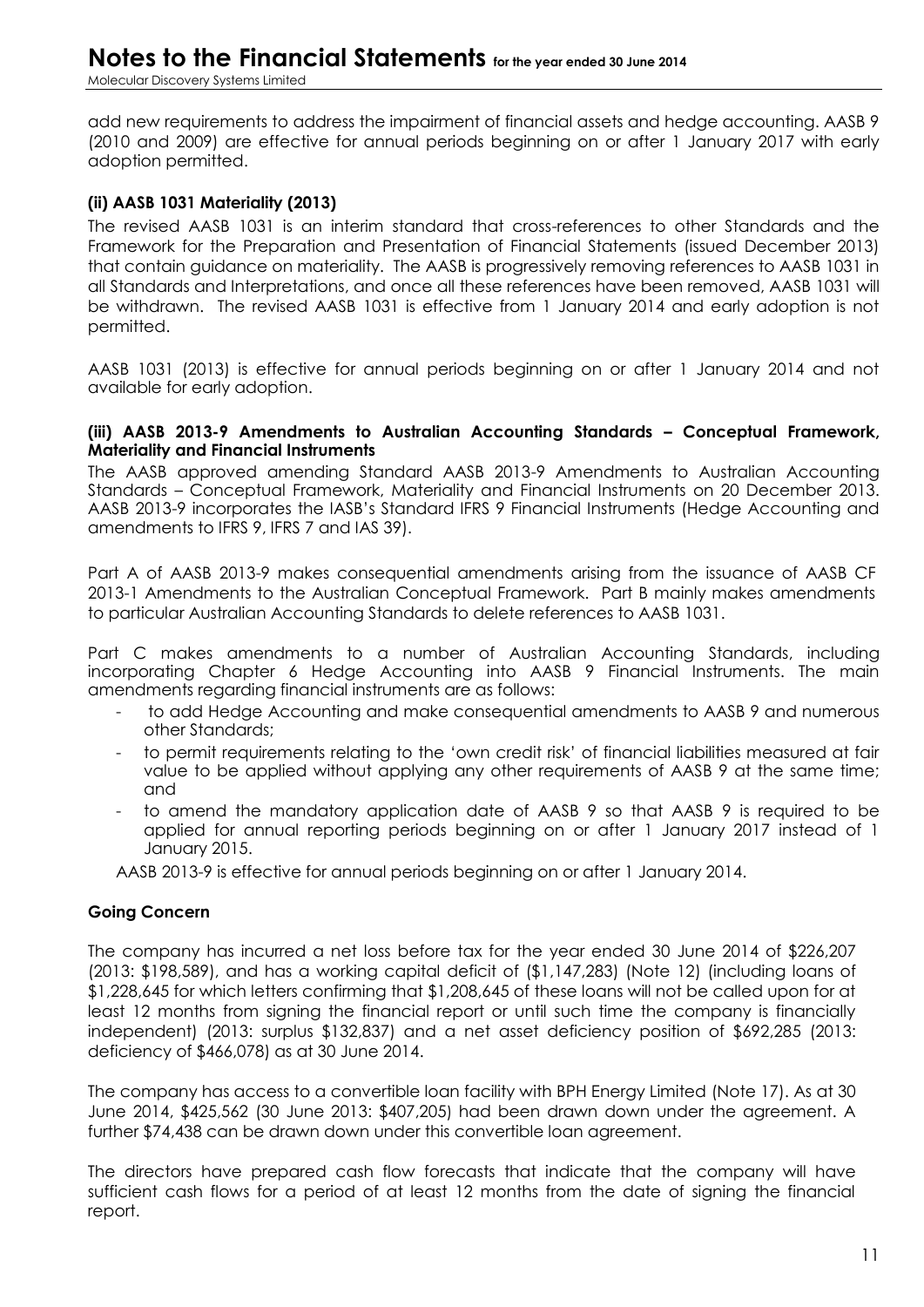add new requirements to address the impairment of financial assets and hedge accounting. AASB 9 (2010 and 2009) are effective for annual periods beginning on or after 1 January 2017 with early adoption permitted.

**(ii) AASB 1031 Materiality (2013)**

The revised AASB 1031 is an interim standard that cross-references to other Standards and the Framework for the Preparation and Presentation of Financial Statements (issued December 2013) that contain guidance on materiality. The AASB is progressively removing references to AASB 1031 in all Standards and Interpretations, and once all these references have been removed, AASB 1031 will be withdrawn. The revised AASB 1031 is effective from 1 January 2014 and early adoption is not permitted.

AASB 1031 (2013) is effective for annual periods beginning on or after 1 January 2014 and not available for early adoption.

**(iii) AASB 2013-9 Amendments to Australian Accounting Standards – Conceptual Framework, Materiality and Financial Instruments**

The AASB approved amending Standard AASB 2013-9 Amendments to Australian Accounting Standards – Conceptual Framework, Materiality and Financial Instruments on 20 December 2013. AASB 2013-9 incorporates the IASB's Standard IFRS 9 Financial Instruments (Hedge Accounting and amendments to IFRS 9, IFRS 7 and IAS 39).

Part A of AASB 2013-9 makes consequential amendments arising from the issuance of AASB CF 2013-1 Amendments to the Australian Conceptual Framework. Part B mainly makes amendments to particular Australian Accounting Standards to delete references to AASB 1031.

Part C makes amendments to a number of Australian Accounting Standards, including incorporating Chapter 6 Hedge Accounting into AASB 9 Financial Instruments. The main amendments regarding financial instruments are as follows:

- to add Hedge Accounting and make consequential amendments to AASB 9 and numerous other Standards;
- to permit requirements relating to the 'own credit risk' of financial liabilities measured at fair value to be applied without applying any other requirements of AASB 9 at the same time; and
- to amend the mandatory application date of AASB 9 so that AASB 9 is required to be applied for annual reporting periods beginning on or after 1 January 2017 instead of 1 January 2015.

AASB 2013-9 is effective for annual periods beginning on or after 1 January 2014.

**Going Concern**

The company has incurred a net loss before tax for the year ended 30 June 2014 of $226,207 (2013: $198,589), and has a working capital deficit of ($1,147,283) (Note 12) (including loans of $1,228,645 for which letters confirming that $1,208,645 of these loans will not be called upon for at least 12 months from signing the financial report or until such time the company is financially independent) (2013: surplus $132,837) and a net asset deficiency position of $692,285 (2013: deficiency of $466,078) as at 30 June 2014.

The company has access to a convertible loan facility with BPH Energy Limited (Note 17). As at 30 June 2014, $425,562 (30 June 2013: $407,205) had been drawn down under the agreement. A further $74,438 can be drawn down under this convertible loan agreement.

The directors have prepared cash flow forecasts that indicate that the company will have sufficient cash flows for a period of at least 12 months from the date of signing the financial report.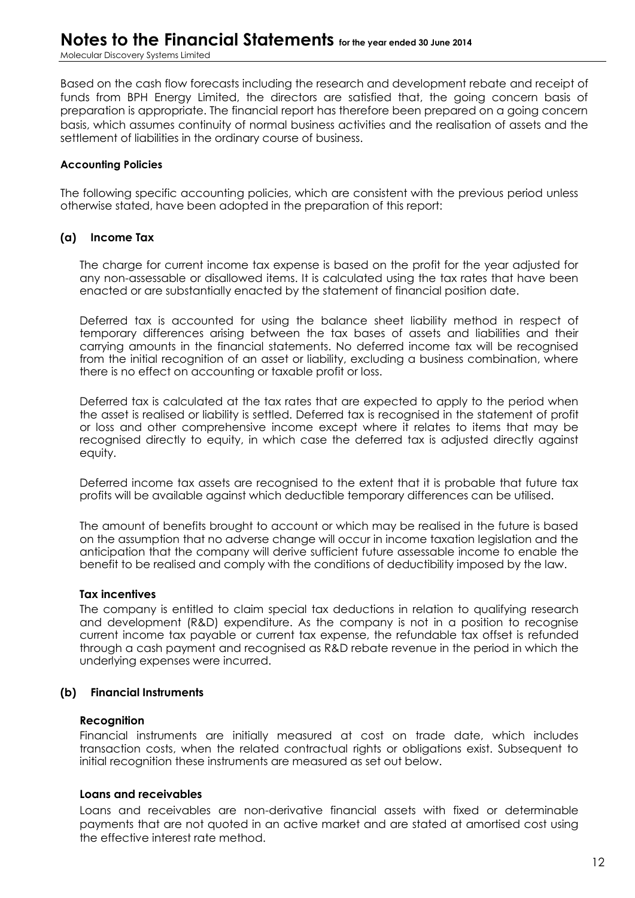Based on the cash flow forecasts including the research and development rebate and receipt of funds from BPH Energy Limited, the directors are satisfied that, the going concern basis of preparation is appropriate. The financial report has therefore been prepared on a going concern basis, which assumes continuity of normal business activities and the realisation of assets and the settlement of liabilities in the ordinary course of business.

**Accounting Policies**

The following specific accounting policies, which are consistent with the previous period unless otherwise stated, have been adopted in the preparation of this report:

### (a) Income Tax

The charge for current income tax expense is based on the profit for the year adjusted for any non-assessable or disallowed items. It is calculated using the tax rates that have been enacted or are substantially enacted by the statement of financial position date.

Deferred tax is accounted for using the balance sheet liability method in respect of temporary differences arising between the tax bases of assets and liabilities and their carrying amounts in the financial statements. No deferred income tax will be recognised from the initial recognition of an asset or liability, excluding a business combination, where there is no effect on accounting or taxable profit or loss.

Deferred tax is calculated at the tax rates that are expected to apply to the period when the asset is realised or liability is settled. Deferred tax is recognised in the statement of profit or loss and other comprehensive income except where it relates to items that may be recognised directly to equity, in which case the deferred tax is adjusted directly against equity.

Deferred income tax assets are recognised to the extent that it is probable that future tax profits will be available against which deductible temporary differences can be utilised.

The amount of benefits brought to account or which may be realised in the future is based on the assumption that no adverse change will occur in income taxation legislation and the anticipation that the company will derive sufficient future assessable income to enable the benefit to be realised and comply with the conditions of deductibility imposed by the law.

**Tax incentives**

The company is entitled to claim special tax deductions in relation to qualifying research and development (R&D) expenditure. As the company is not in a position to recognise current income tax payable or current tax expense, the refundable tax offset is refunded through a cash payment and recognised as R&D rebate revenue in the period in which the underlying expenses were incurred.

### (b) Financial Instruments

**Recognition**

Financial instruments are initially measured at cost on trade date, which includes transaction costs, when the related contractual rights or obligations exist. Subsequent to initial recognition these instruments are measured as set out below.

**Loans and receivables**

Loans and receivables are non-derivative financial assets with fixed or determinable payments that are not quoted in an active market and are stated at amortised cost using the effective interest rate method.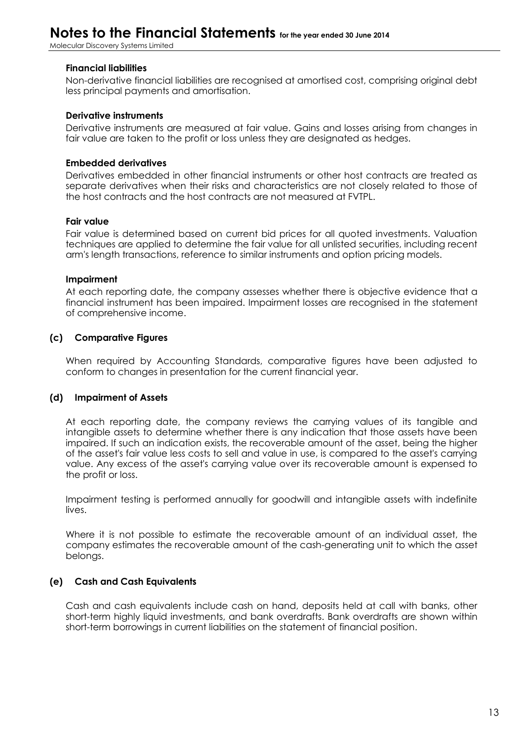**Financial liabilities**

Non-derivative financial liabilities are recognised at amortised cost, comprising original debt less principal payments and amortisation.

**Derivative instruments**

Derivative instruments are measured at fair value. Gains and losses arising from changes in fair value are taken to the profit or loss unless they are designated as hedges.

**Embedded derivatives**

Derivatives embedded in other financial instruments or other host contracts are treated as separate derivatives when their risks and characteristics are not closely related to those of the host contracts and the host contracts are not measured at FVTPL.

**Fair value**

Fair value is determined based on current bid prices for all quoted investments. Valuation techniques are applied to determine the fair value for all unlisted securities, including recent arm's length transactions, reference to similar instruments and option pricing models.

**Impairment**

At each reporting date, the company assesses whether there is objective evidence that a financial instrument has been impaired. Impairment losses are recognised in the statement of comprehensive income.

### (c) Comparative Figures

When required by Accounting Standards, comparative figures have been adjusted to conform to changes in presentation for the current financial year.

### (d) Impairment of Assets

At each reporting date, the company reviews the carrying values of its tangible and intangible assets to determine whether there is any indication that those assets have been impaired. If such an indication exists, the recoverable amount of the asset, being the higher of the asset's fair value less costs to sell and value in use, is compared to the asset's carrying value. Any excess of the asset's carrying value over its recoverable amount is expensed to the profit or loss.

Impairment testing is performed annually for goodwill and intangible assets with indefinite lives.

Where it is not possible to estimate the recoverable amount of an individual asset, the company estimates the recoverable amount of the cash-generating unit to which the asset belongs.

### (e) Cash and Cash Equivalents

Cash and cash equivalents include cash on hand, deposits held at call with banks, other short-term highly liquid investments, and bank overdrafts. Bank overdrafts are shown within short-term borrowings in current liabilities on the statement of financial position.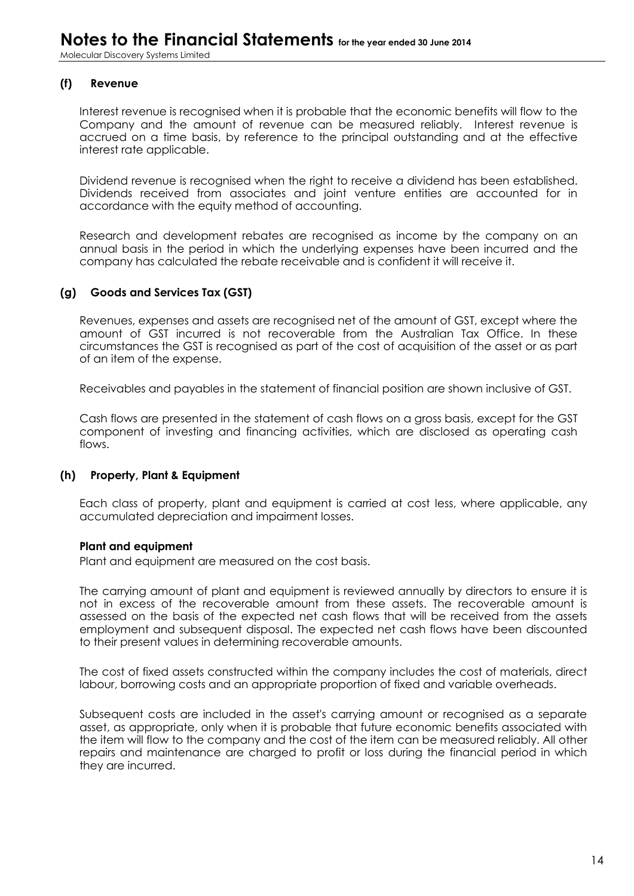### (f) Revenue

Interest revenue is recognised when it is probable that the economic benefits will flow to the Company and the amount of revenue can be measured reliably. Interest revenue is accrued on a time basis, by reference to the principal outstanding and at the effective interest rate applicable.

Dividend revenue is recognised when the right to receive a dividend has been established. Dividends received from associates and joint venture entities are accounted for in accordance with the equity method of accounting.

Research and development rebates are recognised as income by the company on an annual basis in the period in which the underlying expenses have been incurred and the company has calculated the rebate receivable and is confident it will receive it.

### (g) Goods and Services Tax (GST)

Revenues, expenses and assets are recognised net of the amount of GST, except where the amount of GST incurred is not recoverable from the Australian Tax Office. In these circumstances the GST is recognised as part of the cost of acquisition of the asset or as part of an item of the expense.

Receivables and payables in the statement of financial position are shown inclusive of GST.

Cash flows are presented in the statement of cash flows on a gross basis, except for the GST component of investing and financing activities, which are disclosed as operating cash flows.

### (h) Property, Plant & Equipment

Each class of property, plant and equipment is carried at cost less, where applicable, any accumulated depreciation and impairment losses.

**Plant and equipment**

Plant and equipment are measured on the cost basis.

The carrying amount of plant and equipment is reviewed annually by directors to ensure it is not in excess of the recoverable amount from these assets. The recoverable amount is assessed on the basis of the expected net cash flows that will be received from the assets employment and subsequent disposal. The expected net cash flows have been discounted to their present values in determining recoverable amounts.

The cost of fixed assets constructed within the company includes the cost of materials, direct labour, borrowing costs and an appropriate proportion of fixed and variable overheads.

Subsequent costs are included in the asset's carrying amount or recognised as a separate asset, as appropriate, only when it is probable that future economic benefits associated with the item will flow to the company and the cost of the item can be measured reliably. All other repairs and maintenance are charged to profit or loss during the financial period in which they are incurred.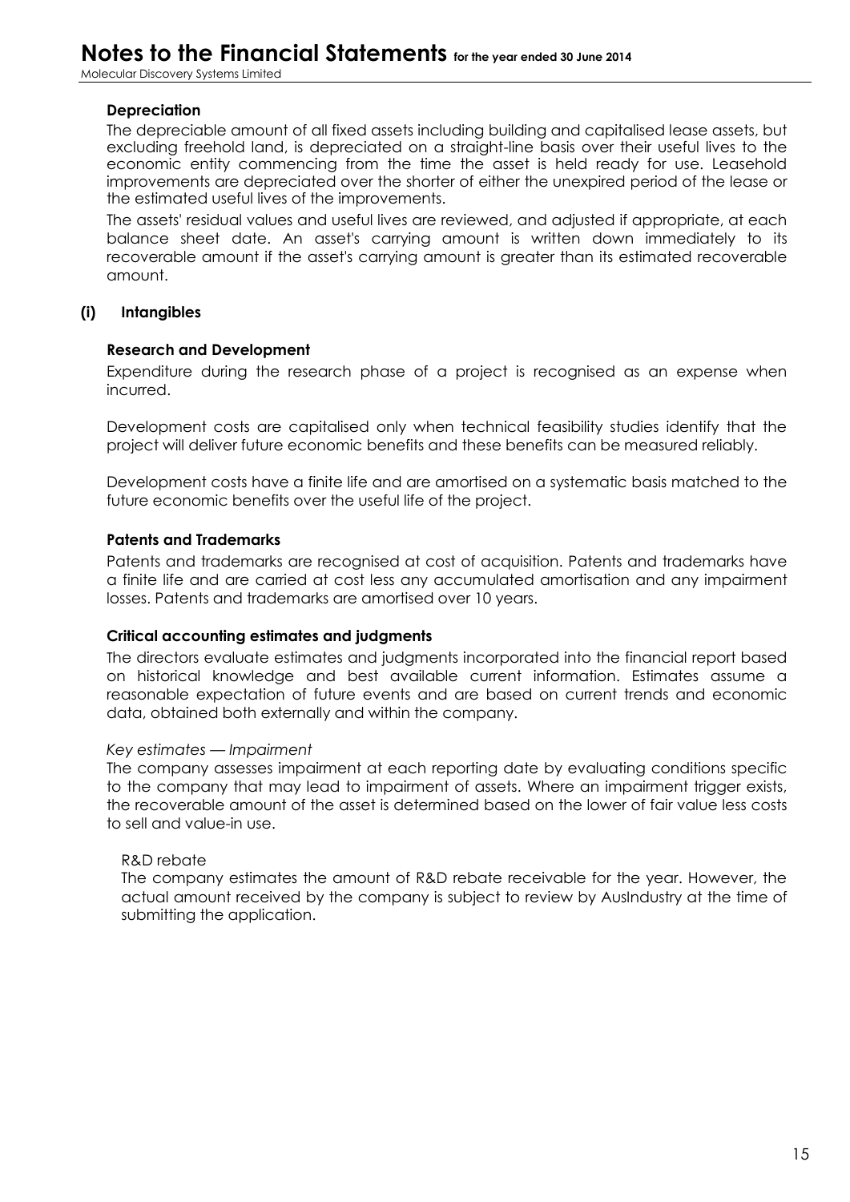**Depreciation**

The depreciable amount of all fixed assets including building and capitalised lease assets, but excluding freehold land, is depreciated on a straight-line basis over their useful lives to the economic entity commencing from the time the asset is held ready for use. Leasehold improvements are depreciated over the shorter of either the unexpired period of the lease or the estimated useful lives of the improvements.

The assets' residual values and useful lives are reviewed, and adjusted if appropriate, at each balance sheet date. An asset's carrying amount is written down immediately to its recoverable amount if the asset's carrying amount is greater than its estimated recoverable amount.

## (i) Intangibles

**Research and Development**

Expenditure during the research phase of a project is recognised as an expense when incurred.

Development costs are capitalised only when technical feasibility studies identify that the project will deliver future economic benefits and these benefits can be measured reliably.

Development costs have a finite life and are amortised on a systematic basis matched to the future economic benefits over the useful life of the project.

**Patents and Trademarks**

Patents and trademarks are recognised at cost of acquisition. Patents and trademarks have a finite life and are carried at cost less any accumulated amortisation and any impairment losses. Patents and trademarks are amortised over 10 years.

**Critical accounting estimates and judgments**

The directors evaluate estimates and judgments incorporated into the financial report based on historical knowledge and best available current information. Estimates assume a reasonable expectation of future events and are based on current trends and economic data, obtained both externally and within the company.

*Key estimates — Impairment*

The company assesses impairment at each reporting date by evaluating conditions specific to the company that may lead to impairment of assets. Where an impairment trigger exists, the recoverable amount of the asset is determined based on the lower of fair value less costs to sell and value-in use.

R&D rebate

The company estimates the amount of R&D rebate receivable for the year. However, the actual amount received by the company is subject to review by AusIndustry at the time of submitting the application.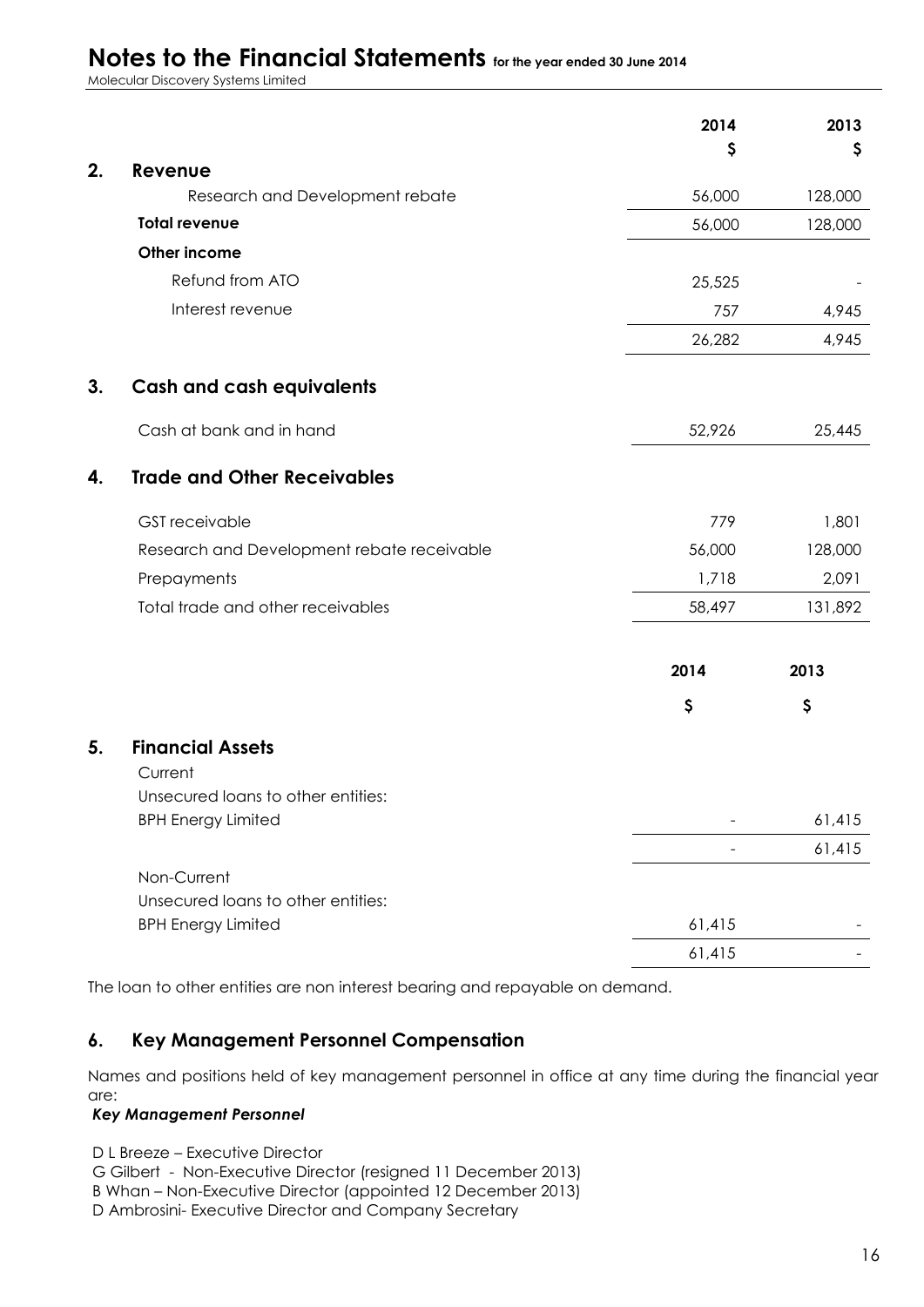|  | 2014 | 2013 |
|---|---|---|
|  | $ | $ |
| **2. Revenue** |  |  |
| Research and Development rebate | 56,000 | 128,000 |
| **Total revenue** | 56,000 | 128,000 |
| **Other income** |  |  |
| Refund from ATO | 25,525 | - |
| Interest revenue | 757 | 4,945 |
|  | 26,282 | 4,945 |

## 3. Cash and cash equivalents

|  | 2014 | 2013 |
|---|---|---|
| Cash at bank and in hand | 52,926 | 25,445 |

## 4. Trade and Other Receivables

|  | 2014 | 2013 |
|---|---|---|
| GST receivable | 779 | 1,801 |
| Research and Development rebate receivable | 56,000 | 128,000 |
| Prepayments | 1,718 | 2,091 |
| Total trade and other receivables | 58,497 | 131,892 |

## 5. Financial Assets

|  | 2014 | 2013 |
|---|---|---|
|  | $ | $ |
| Current |  |  |
| Unsecured loans to other entities: |  |  |
| BPH Energy Limited | - | 61,415 |
|  | - | 61,415 |
| Non-Current |  |  |
| Unsecured loans to other entities: |  |  |
| BPH Energy Limited | 61,415 | - |
|  | 61,415 | - |

The loan to other entities are non interest bearing and repayable on demand.

## 6. Key Management Personnel Compensation

Names and positions held of key management personnel in office at any time during the financial year are:

***Key Management Personnel***

D L Breeze – Executive Director  
G Gilbert - Non-Executive Director (resigned 11 December 2013)  
B Whan – Non-Executive Director (appointed 12 December 2013)  
D Ambrosini- Executive Director and Company Secretary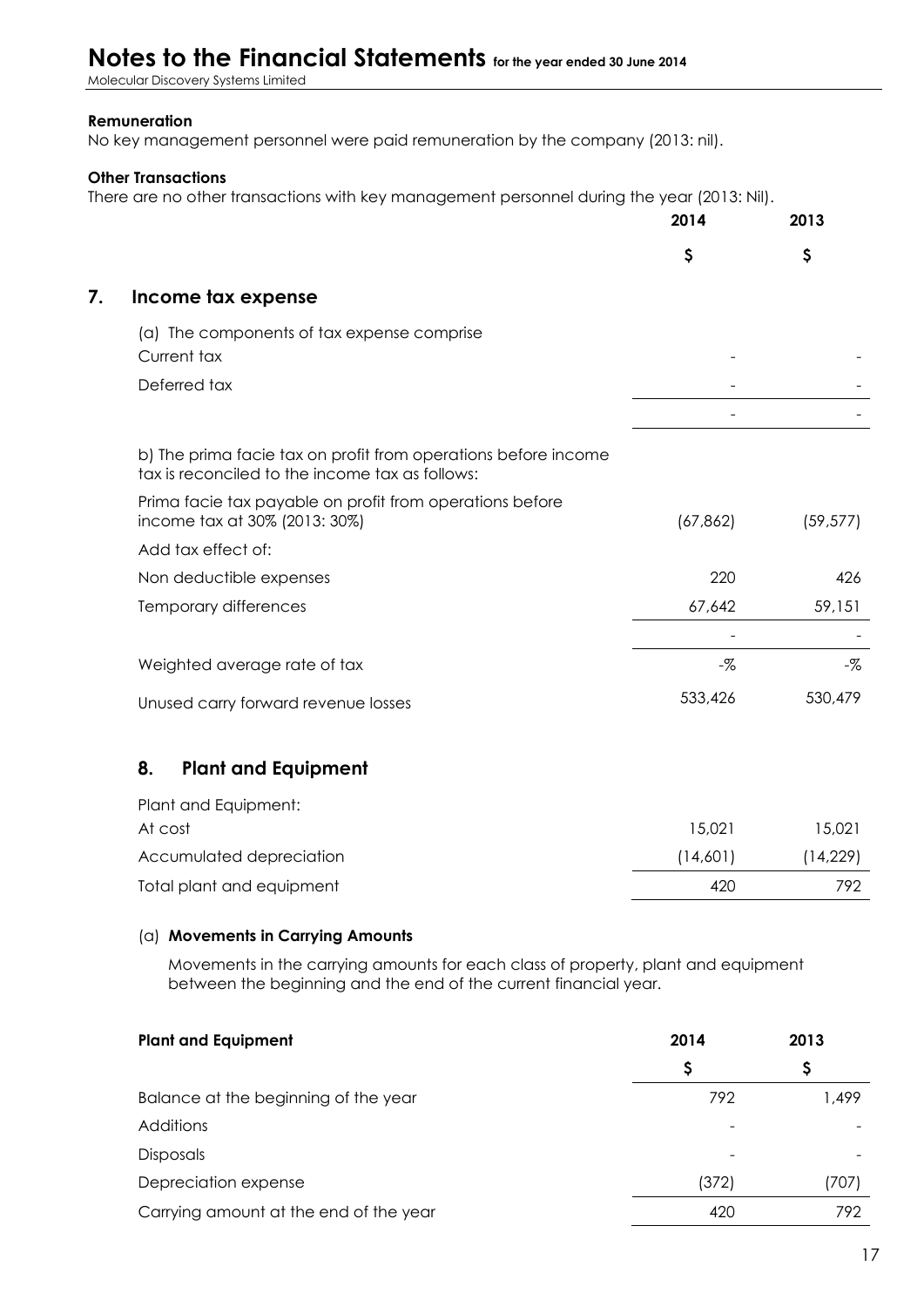**Remuneration**

No key management personnel were paid remuneration by the company (2013: nil).

**Other Transactions**

There are no other transactions with key management personnel during the year (2013: Nil).

| | 2014 | 2013 |
|---|---|---|
| | $ | $ |

## 7. Income tax expense

| | 2014 | 2013 |
|---|---|---|
| (a) The components of tax expense comprise | | |
| Current tax | - | - |
| Deferred tax | - | - |
| | - | - |
| b) The prima facie tax on profit from operations before income tax is reconciled to the income tax as follows: | | |
| Prima facie tax payable on profit from operations before income tax at 30% (2013: 30%) | (67,862) | (59,577) |
| Add tax effect of: | | |
| Non deductible expenses | 220 | 426 |
| Temporary differences | 67,642 | 59,151 |
| | - | - |
| Weighted average rate of tax | -% | -% |
| Unused carry forward revenue losses | 533,426 | 530,479 |

## 8. Plant and Equipment

| | 2014 | 2013 |
|---|---|---|
| Plant and Equipment: | | |
| At cost | 15,021 | 15,021 |
| Accumulated depreciation | (14,601) | (14,229) |
| Total plant and equipment | 420 | 792 |

(a) **Movements in Carrying Amounts**

Movements in the carrying amounts for each class of property, plant and equipment between the beginning and the end of the current financial year.

| **Plant and Equipment** | 2014 | 2013 |
|---|---|---|
| | $ | $ |
| Balance at the beginning of the year | 792 | 1,499 |
| Additions | - | - |
| Disposals | - | - |
| Depreciation expense | (372) | (707) |
| Carrying amount at the end of the year | 420 | 792 |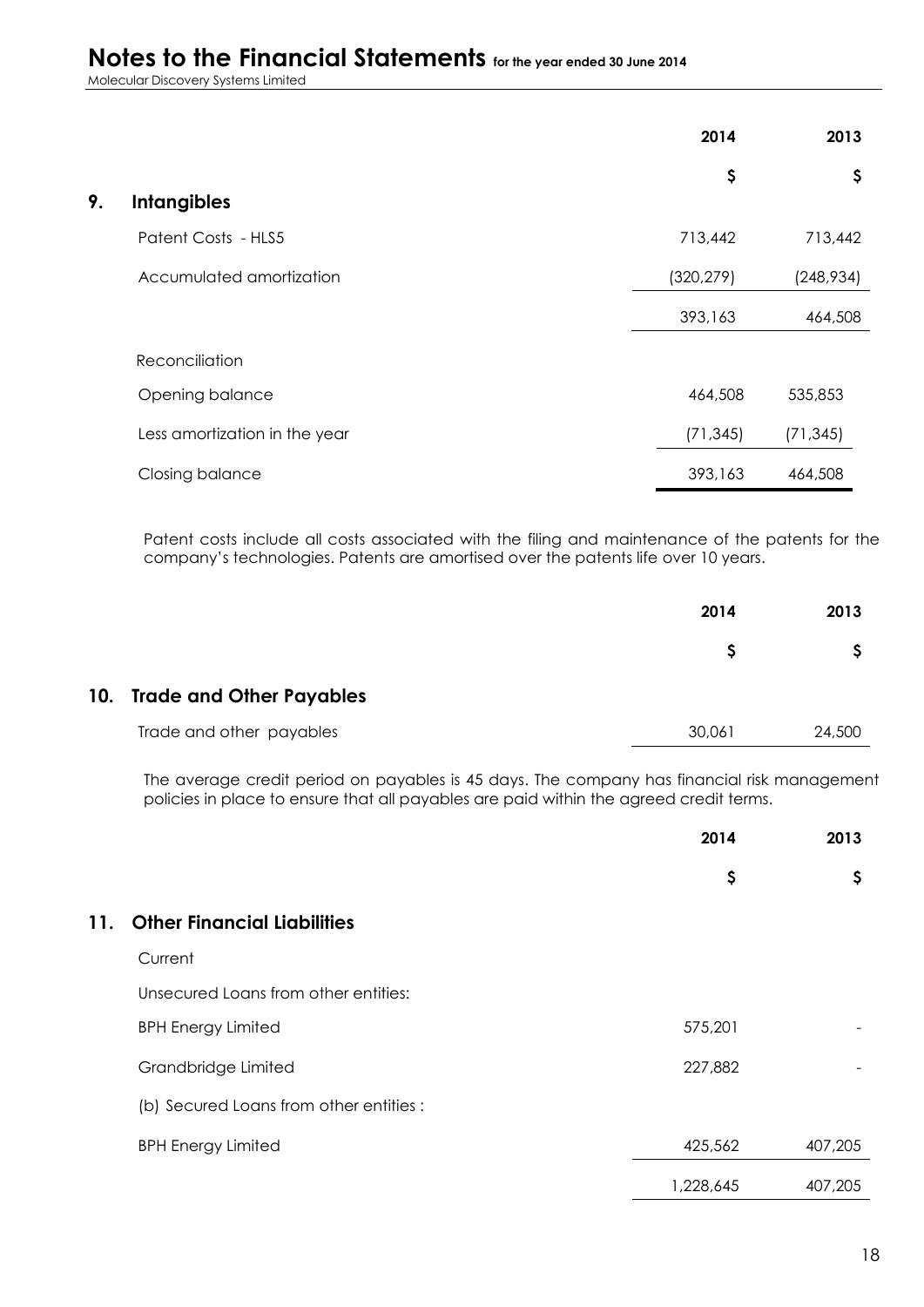## 9. Intangibles

| | 2014 | 2013 |
|---|---|---|
| | $ | $ |
| Patent Costs - HLS5 | 713,442 | 713,442 |
| Accumulated amortization | (320,279) | (248,934) |
| | 393,163 | 464,508 |
| Reconciliation | | |
| Opening balance | 464,508 | 535,853 |
| Less amortization in the year | (71,345) | (71,345) |
| Closing balance | 393,163 | 464,508 |

Patent costs include all costs associated with the filing and maintenance of the patents for the company's technologies. Patents are amortised over the patents life over 10 years.

## 10. Trade and Other Payables

| | 2014 | 2013 |
|---|---|---|
| | $ | $ |
| Trade and other payables | 30,061 | 24,500 |

The average credit period on payables is 45 days. The company has financial risk management policies in place to ensure that all payables are paid within the agreed credit terms.

## 11. Other Financial Liabilities

| | 2014 | 2013 |
|---|---|---|
| | $ | $ |
| Current | | |
| Unsecured Loans from other entities: | | |
| BPH Energy Limited | 575,201 | - |
| Grandbridge Limited | 227,882 | - |
| (b) Secured Loans from other entities : | | |
| BPH Energy Limited | 425,562 | 407,205 |
| | 1,228,645 | 407,205 |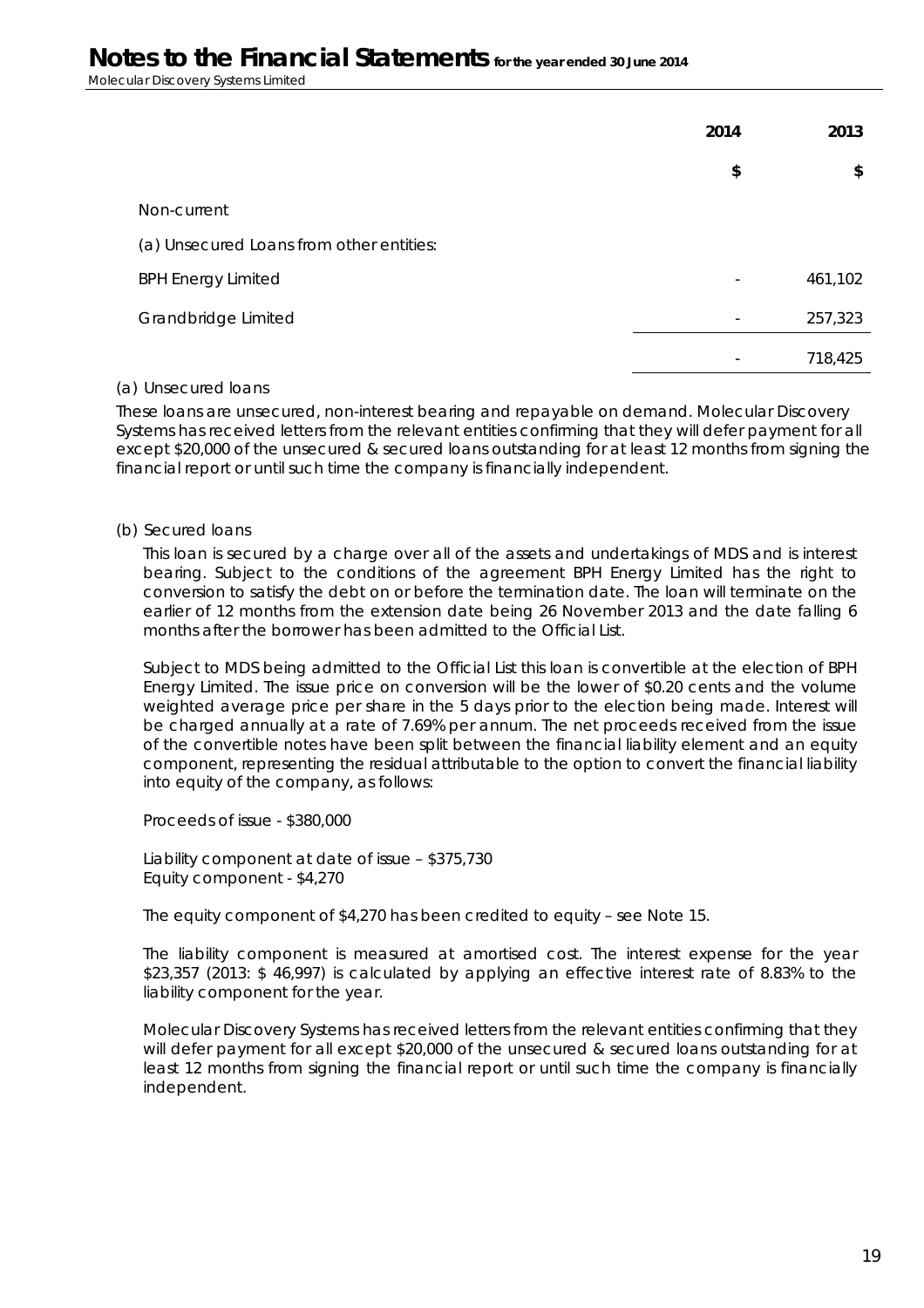| | 2014 | 2013 |
|---|---|---|
| | $ | $ |
| Non-current | | |
| (a) Unsecured Loans from other entities: | | |
| BPH Energy Limited | - | 461,102 |
| Grandbridge Limited | - | 257,323 |
| | - | 718,425 |

(a) Unsecured loans

These loans are unsecured, non-interest bearing and repayable on demand. Molecular Discovery Systems has received letters from the relevant entities confirming that they will defer payment for all except $20,000 of the unsecured & secured loans outstanding for at least 12 months from signing the financial report or until such time the company is financially independent.

(b) Secured loans

This loan is secured by a charge over all of the assets and undertakings of MDS and is interest bearing. Subject to the conditions of the agreement BPH Energy Limited has the right to conversion to satisfy the debt on or before the termination date. The loan will terminate on the earlier of 12 months from the extension date being 26 November 2013 and the date falling 6 months after the borrower has been admitted to the Official List.

Subject to MDS being admitted to the Official List this loan is convertible at the election of BPH Energy Limited. The issue price on conversion will be the lower of $0.20 cents and the volume weighted average price per share in the 5 days prior to the election being made. Interest will be charged annually at a rate of 7.69% per annum. The net proceeds received from the issue of the convertible notes have been split between the financial liability element and an equity component, representing the residual attributable to the option to convert the financial liability into equity of the company, as follows:

Proceeds of issue - $380,000

Liability component at date of issue – $375,730
Equity component - $4,270

The equity component of $4,270 has been credited to equity – see Note 15.

The liability component is measured at amortised cost. The interest expense for the year $23,357 (2013: $ 46,997) is calculated by applying an effective interest rate of 8.83% to the liability component for the year.

Molecular Discovery Systems has received letters from the relevant entities confirming that they will defer payment for all except $20,000 of the unsecured & secured loans outstanding for at least 12 months from signing the financial report or until such time the company is financially independent.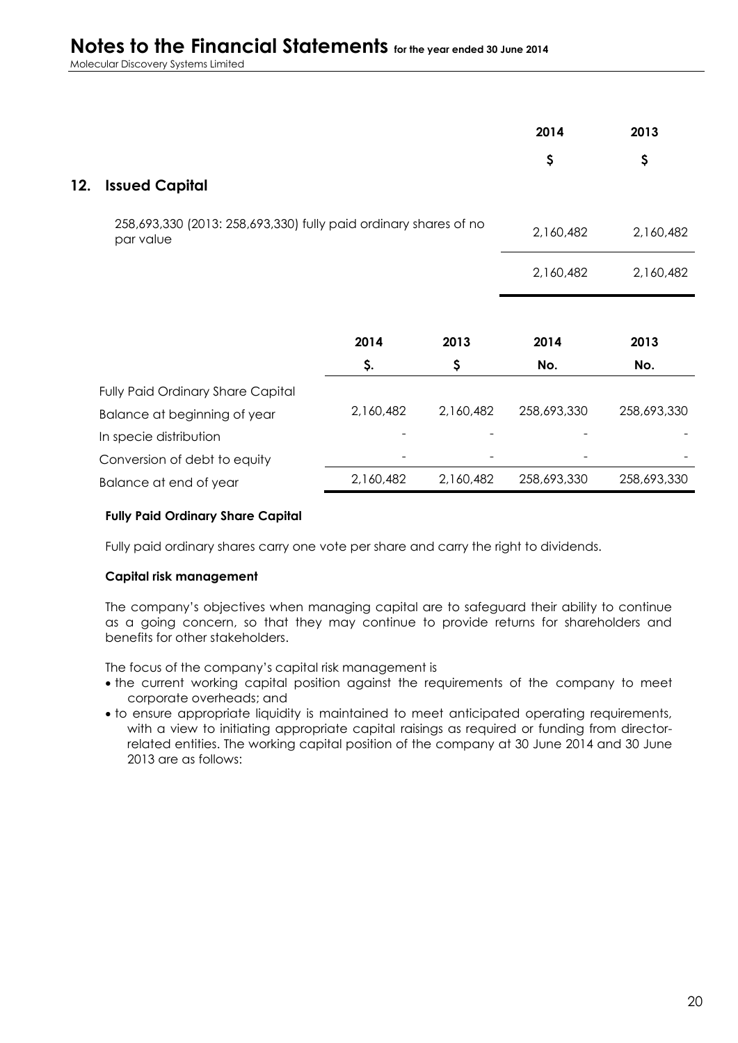## 12. Issued Capital

| | 2014 | 2013 |
|---|---|---|
| | $ | $ |
| 258,693,330 (2013: 258,693,330) fully paid ordinary shares of no par value | 2,160,482 | 2,160,482 |
| | 2,160,482 | 2,160,482 |

| | 2014 | 2013 | 2014 | 2013 |
|---|---|---|---|---|
| | $. | $ | No. | No. |
| Fully Paid Ordinary Share Capital | | | | |
| Balance at beginning of year | 2,160,482 | 2,160,482 | 258,693,330 | 258,693,330 |
| In specie distribution | - | - | - | - |
| Conversion of debt to equity | - | - | - | - |
| Balance at end of year | 2,160,482 | 2,160,482 | 258,693,330 | 258,693,330 |

**Fully Paid Ordinary Share Capital**

Fully paid ordinary shares carry one vote per share and carry the right to dividends.

**Capital risk management**

The company's objectives when managing capital are to safeguard their ability to continue as a going concern, so that they may continue to provide returns for shareholders and benefits for other stakeholders.

The focus of the company's capital risk management is

- the current working capital position against the requirements of the company to meet corporate overheads; and
- to ensure appropriate liquidity is maintained to meet anticipated operating requirements, with a view to initiating appropriate capital raisings as required or funding from director-related entities. The working capital position of the company at 30 June 2014 and 30 June 2013 are as follows: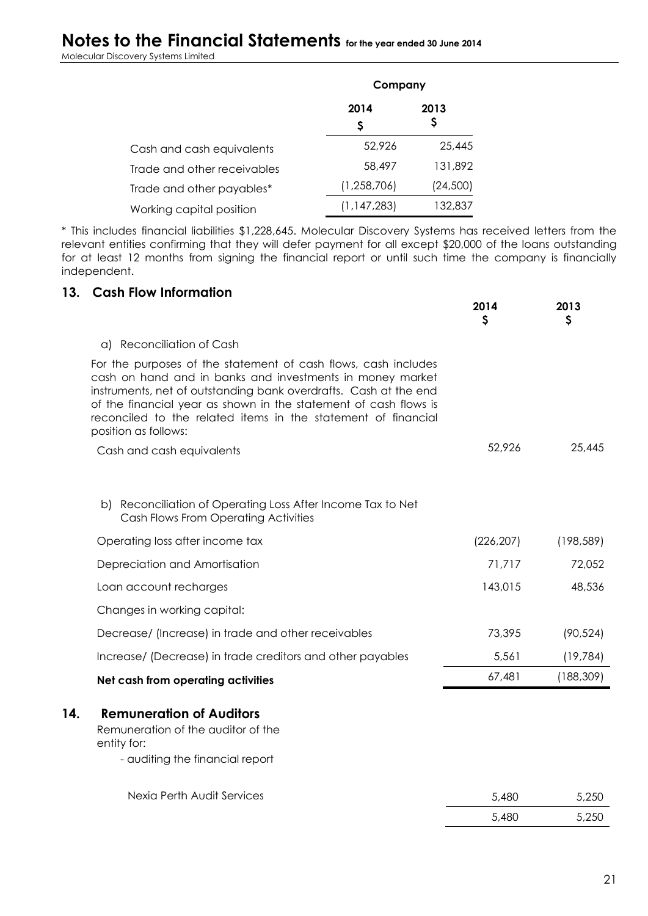| | Company | |
|---|---|---|
| | 2014<br>$ | 2013<br>$ |
| Cash and cash equivalents | 52,926 | 25,445 |
| Trade and other receivables | 58,497 | 131,892 |
| Trade and other payables* | (1,258,706) | (24,500) |
| Working capital position | (1,147,283) | 132,837 |

* This includes financial liabilities $1,228,645. Molecular Discovery Systems has received letters from the relevant entities confirming that they will defer payment for all except $20,000 of the loans outstanding for at least 12 months from signing the financial report or until such time the company is financially independent.

## 13. Cash Flow Information

| | 2014<br>$ | 2013<br>$ |
|---|---|---|
| a) Reconciliation of Cash | | |
| For the purposes of the statement of cash flows, cash includes cash on hand and in banks and investments in money market instruments, net of outstanding bank overdrafts. Cash at the end of the financial year as shown in the statement of cash flows is reconciled to the related items in the statement of financial position as follows: | | |
| Cash and cash equivalents | 52,926 | 25,445 |
| b) Reconciliation of Operating Loss After Income Tax to Net Cash Flows From Operating Activities | | |
| Operating loss after income tax | (226,207) | (198,589) |
| Depreciation and Amortisation | 71,717 | 72,052 |
| Loan account recharges | 143,015 | 48,536 |
| Changes in working capital: | | |
| Decrease/ (Increase) in trade and other receivables | 73,395 | (90,524) |
| Increase/ (Decrease) in trade creditors and other payables | 5,561 | (19,784) |
| **Net cash from operating activities** | 67,481 | (188,309) |

## 14. Remuneration of Auditors

Remuneration of the auditor of the entity for:

- auditing the financial report

| | 2014 | 2013 |
|---|---|---|
| Nexia Perth Audit Services | 5,480 | 5,250 |
| | 5,480 | 5,250 |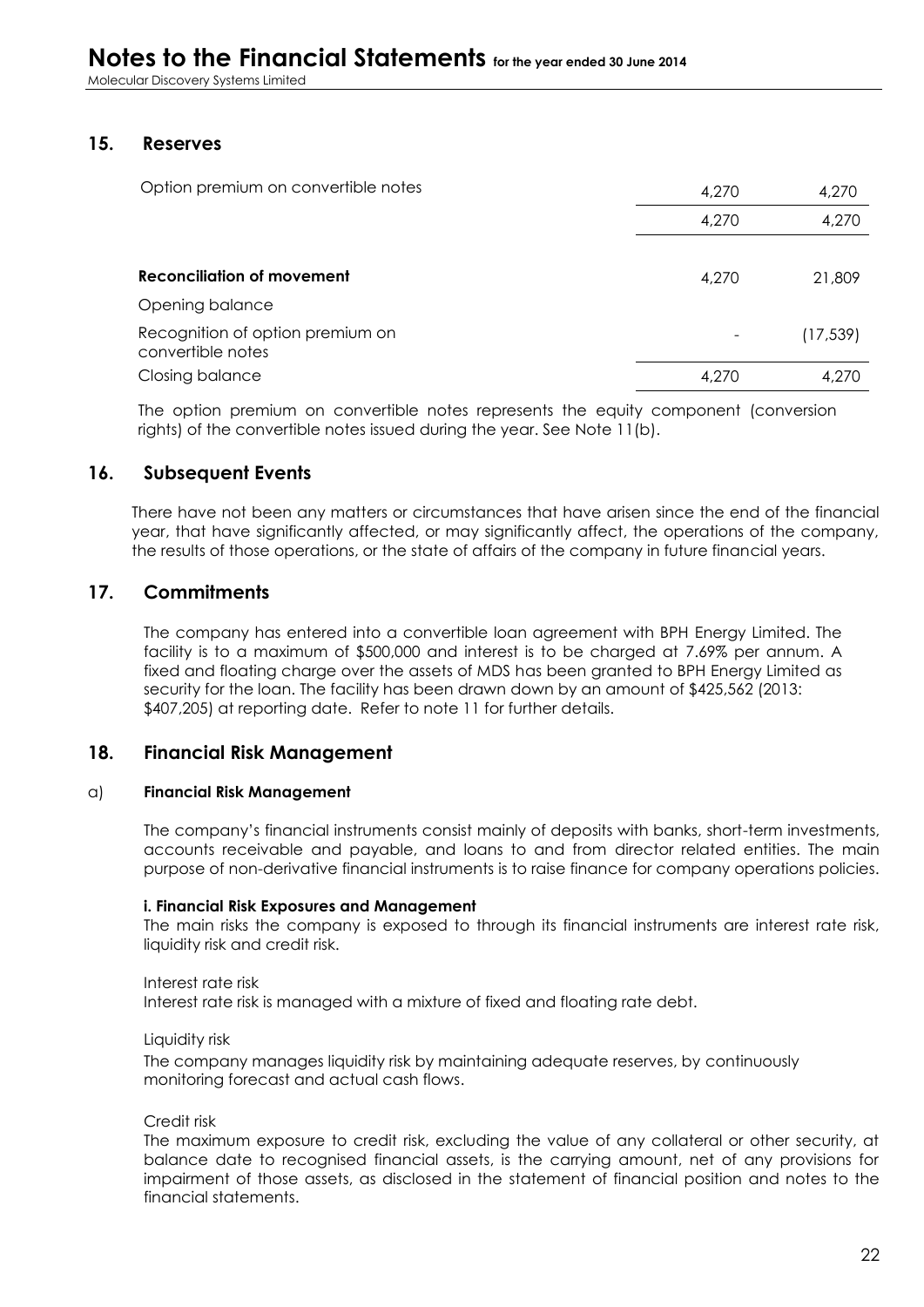## 15. Reserves

| | | |
|---|---|---|
| Option premium on convertible notes | 4,270 | 4,270 |
| | 4,270 | 4,270 |
| | | |
| **Reconciliation of movement** | 4,270 | 21,809 |
| Opening balance | | |
| Recognition of option premium on convertible notes | - | (17,539) |
| Closing balance | 4,270 | 4,270 |

The option premium on convertible notes represents the equity component (conversion rights) of the convertible notes issued during the year. See Note 11(b).

## 16. Subsequent Events

There have not been any matters or circumstances that have arisen since the end of the financial year, that have significantly affected, or may significantly affect, the operations of the company, the results of those operations, or the state of affairs of the company in future financial years.

## 17. Commitments

The company has entered into a convertible loan agreement with BPH Energy Limited. The facility is to a maximum of $500,000 and interest is to be charged at 7.69% per annum. A fixed and floating charge over the assets of MDS has been granted to BPH Energy Limited as security for the loan. The facility has been drawn down by an amount of $425,562 (2013: $407,205) at reporting date. Refer to note 11 for further details.

## 18. Financial Risk Management

### a) Financial Risk Management

The company's financial instruments consist mainly of deposits with banks, short-term investments, accounts receivable and payable, and loans to and from director related entities. The main purpose of non-derivative financial instruments is to raise finance for company operations policies.

**i. Financial Risk Exposures and Management**

The main risks the company is exposed to through its financial instruments are interest rate risk, liquidity risk and credit risk.

Interest rate risk

Interest rate risk is managed with a mixture of fixed and floating rate debt.

Liquidity risk

The company manages liquidity risk by maintaining adequate reserves, by continuously monitoring forecast and actual cash flows.

Credit risk

The maximum exposure to credit risk, excluding the value of any collateral or other security, at balance date to recognised financial assets, is the carrying amount, net of any provisions for impairment of those assets, as disclosed in the statement of financial position and notes to the financial statements.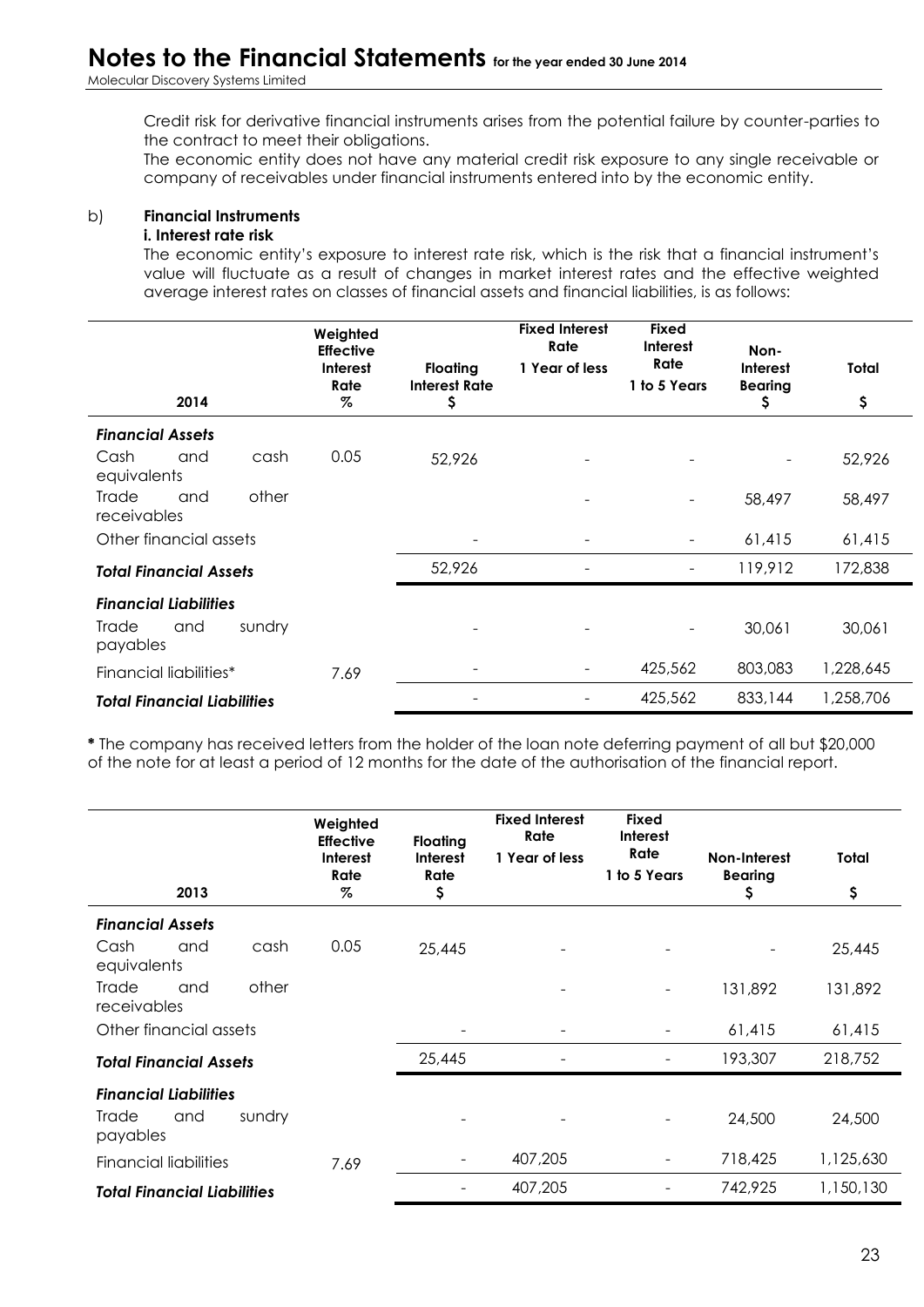Credit risk for derivative financial instruments arises from the potential failure by counter-parties to the contract to meet their obligations.

The economic entity does not have any material credit risk exposure to any single receivable or company of receivables under financial instruments entered into by the economic entity.

b) **Financial Instruments**

**i. Interest rate risk**

The economic entity's exposure to interest rate risk, which is the risk that a financial instrument's value will fluctuate as a result of changes in market interest rates and the effective weighted average interest rates on classes of financial assets and financial liabilities, is as follows:

| 2014 | Weighted Effective Interest Rate % | Floating Interest Rate $ | Fixed Interest Rate 1 Year of less | Fixed Interest Rate 1 to 5 Years | Non-Interest Bearing $ | Total $ |
|---|---|---|---|---|---|---|
| ***Financial Assets*** | | | | | | |
| Cash and cash equivalents | 0.05 | 52,926 | - | - | - | 52,926 |
| Trade and other receivables | | | - | - | 58,497 | 58,497 |
| Other financial assets | | - | - | - | 61,415 | 61,415 |
| ***Total Financial Assets*** | | 52,926 | - | - | 119,912 | 172,838 |
| ***Financial Liabilities*** | | | | | | |
| Trade and sundry payables | | - | - | - | 30,061 | 30,061 |
| Financial liabilities* | 7.69 | - | - | 425,562 | 803,083 | 1,228,645 |
| ***Total Financial Liabilities*** | | - | - | 425,562 | 833,144 | 1,258,706 |

**\*** The company has received letters from the holder of the loan note deferring payment of all but $20,000 of the note for at least a period of 12 months for the date of the authorisation of the financial report.

| 2013 | Weighted Effective Interest Rate % | Floating Interest Rate $ | Fixed Interest Rate 1 Year of less | Fixed Interest Rate 1 to 5 Years | Non-Interest Bearing $ | Total $ |
|---|---|---|---|---|---|---|
| ***Financial Assets*** | | | | | | |
| Cash and cash equivalents | 0.05 | 25,445 | - | - | - | 25,445 |
| Trade and other receivables | | | - | - | 131,892 | 131,892 |
| Other financial assets | | - | - | - | 61,415 | 61,415 |
| ***Total Financial Assets*** | | 25,445 | - | - | 193,307 | 218,752 |
| ***Financial Liabilities*** | | | | | | |
| Trade and sundry payables | | - | - | - | 24,500 | 24,500 |
| Financial liabilities | 7.69 | - | 407,205 | - | 718,425 | 1,125,630 |
| ***Total Financial Liabilities*** | | - | 407,205 | - | 742,925 | 1,150,130 |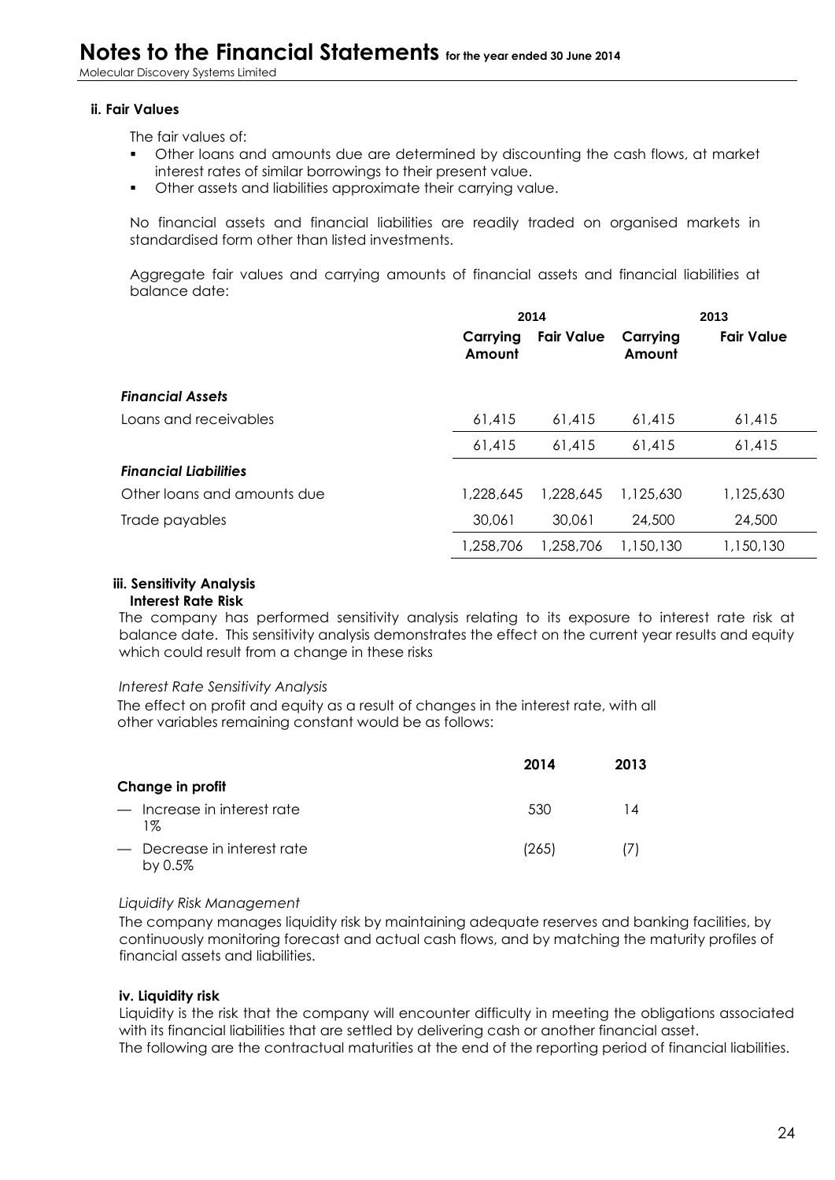#### ii. Fair Values

The fair values of:

- Other loans and amounts due are determined by discounting the cash flows, at market interest rates of similar borrowings to their present value.
- Other assets and liabilities approximate their carrying value.

No financial assets and financial liabilities are readily traded on organised markets in standardised form other than listed investments.

Aggregate fair values and carrying amounts of financial assets and financial liabilities at balance date:

| | 2014 | | 2013 | |
|---|---|---|---|---|
| | Carrying Amount | Fair Value | Carrying Amount | Fair Value |
| ***Financial Assets*** | | | | |
| Loans and receivables | 61,415 | 61,415 | 61,415 | 61,415 |
| | 61,415 | 61,415 | 61,415 | 61,415 |
| ***Financial Liabilities*** | | | | |
| Other loans and amounts due | 1,228,645 | 1,228,645 | 1,125,630 | 1,125,630 |
| Trade payables | 30,061 | 30,061 | 24,500 | 24,500 |
| | 1,258,706 | 1,258,706 | 1,150,130 | 1,150,130 |

#### iii. Sensitivity Analysis

**Interest Rate Risk**

The company has performed sensitivity analysis relating to its exposure to interest rate risk at balance date. This sensitivity analysis demonstrates the effect on the current year results and equity which could result from a change in these risks

*Interest Rate Sensitivity Analysis*

The effect on profit and equity as a result of changes in the interest rate, with all other variables remaining constant would be as follows:

| | 2014 | 2013 |
|---|---|---|
| **Change in profit** | | |
| — Increase in interest rate 1% | 530 | 14 |
| — Decrease in interest rate by 0.5% | (265) | (7) |

*Liquidity Risk Management*

The company manages liquidity risk by maintaining adequate reserves and banking facilities, by continuously monitoring forecast and actual cash flows, and by matching the maturity profiles of financial assets and liabilities.

#### iv. Liquidity risk

Liquidity is the risk that the company will encounter difficulty in meeting the obligations associated with its financial liabilities that are settled by delivering cash or another financial asset.
The following are the contractual maturities at the end of the reporting period of financial liabilities.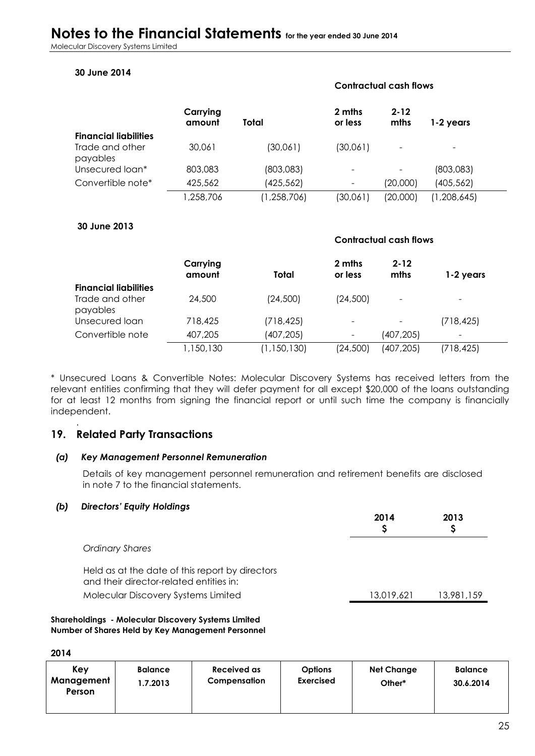**30 June 2014**

| | Carrying amount | Total | Contractual cash flows | | |
|---|---|---|---|---|---|
| | | | 2 mths or less | 2-12 mths | 1-2 years |
| **Financial liabilities** | | | | | |
| Trade and other payables | 30,061 | (30,061) | (30,061) | - | - |
| Unsecured loan* | 803,083 | (803,083) | - | - | (803,083) |
| Convertible note* | 425,562 | (425,562) | - | (20,000) | (405,562) |
| | 1,258,706 | (1,258,706) | (30,061) | (20,000) | (1,208,645) |

**30 June 2013**

| | Carrying amount | Total | Contractual cash flows | | |
|---|---|---|---|---|---|
| | | | 2 mths or less | 2-12 mths | 1-2 years |
| **Financial liabilities** | | | | | |
| Trade and other payables | 24,500 | (24,500) | (24,500) | - | - |
| Unsecured loan | 718,425 | (718,425) | - | - | (718,425) |
| Convertible note | 407,205 | (407,205) | - | (407,205) | - |
| | 1,150,130 | (1,150,130) | (24,500) | (407,205) | (718,425) |

* Unsecured Loans & Convertible Notes: Molecular Discovery Systems has received letters from the relevant entities confirming that they will defer payment for all except $20,000 of the loans outstanding for at least 12 months from signing the financial report or until such time the company is financially independent.

## 19. Related Party Transactions

### *(a) Key Management Personnel Remuneration*

Details of key management personnel remuneration and retirement benefits are disclosed in note 7 to the financial statements.

### *(b) Directors' Equity Holdings*

| | 2014 $ | 2013 $ |
|---|---|---|
| *Ordinary Shares* | | |
| Held as at the date of this report by directors and their director-related entities in: | | |
| Molecular Discovery Systems Limited | 13,019,621 | 13,981,159 |

**Shareholdings - Molecular Discovery Systems Limited**
**Number of Shares Held by Key Management Personnel**

**2014**

| Key Management Person | Balance 1.7.2013 | Received as Compensation | Options Exercised | Net Change Other* | Balance 30.6.2014 |
|---|---|---|---|---|---|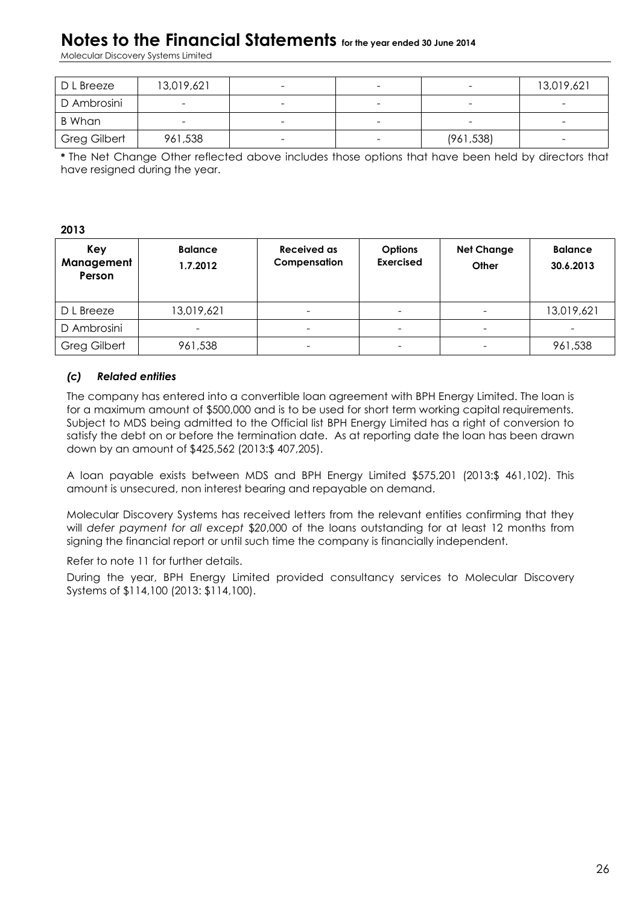| D L Breeze | 13,019,621 | - | - | - | 13,019,621 |
|---|---|---|---|---|---|
| D Ambrosini | - | - | - | - | - |
| B Whan | - | - | - | - | - |
| Greg Gilbert | 961,538 | - | - | (961,538) | - |

**\*** The Net Change Other reflected above includes those options that have been held by directors that have resigned during the year.

**2013**

| Key Management Person | Balance 1.7.2012 | Received as Compensation | Options Exercised | Net Change Other | Balance 30.6.2013 |
|---|---|---|---|---|---|
| D L Breeze | 13,019,621 | - | - | - | 13,019,621 |
| D Ambrosini | - | - | - | - | - |
| Greg Gilbert | 961,538 | - | - | - | 961,538 |

### *(c) Related entities*

The company has entered into a convertible loan agreement with BPH Energy Limited. The loan is for a maximum amount of $500,000 and is to be used for short term working capital requirements. Subject to MDS being admitted to the Official list BPH Energy Limited has a right of conversion to satisfy the debt on or before the termination date. As at reporting date the loan has been drawn down by an amount of $425,562 (2013:$ 407,205).

A loan payable exists between MDS and BPH Energy Limited $575,201 (2013:$ 461,102). This amount is unsecured, non interest bearing and repayable on demand.

Molecular Discovery Systems has received letters from the relevant entities confirming that they will *defer payment for all except $20,000* of the loans outstanding for at least 12 months from signing the financial report or until such time the company is financially independent.

Refer to note 11 for further details.

During the year, BPH Energy Limited provided consultancy services to Molecular Discovery Systems of $114,100 (2013: $114,100).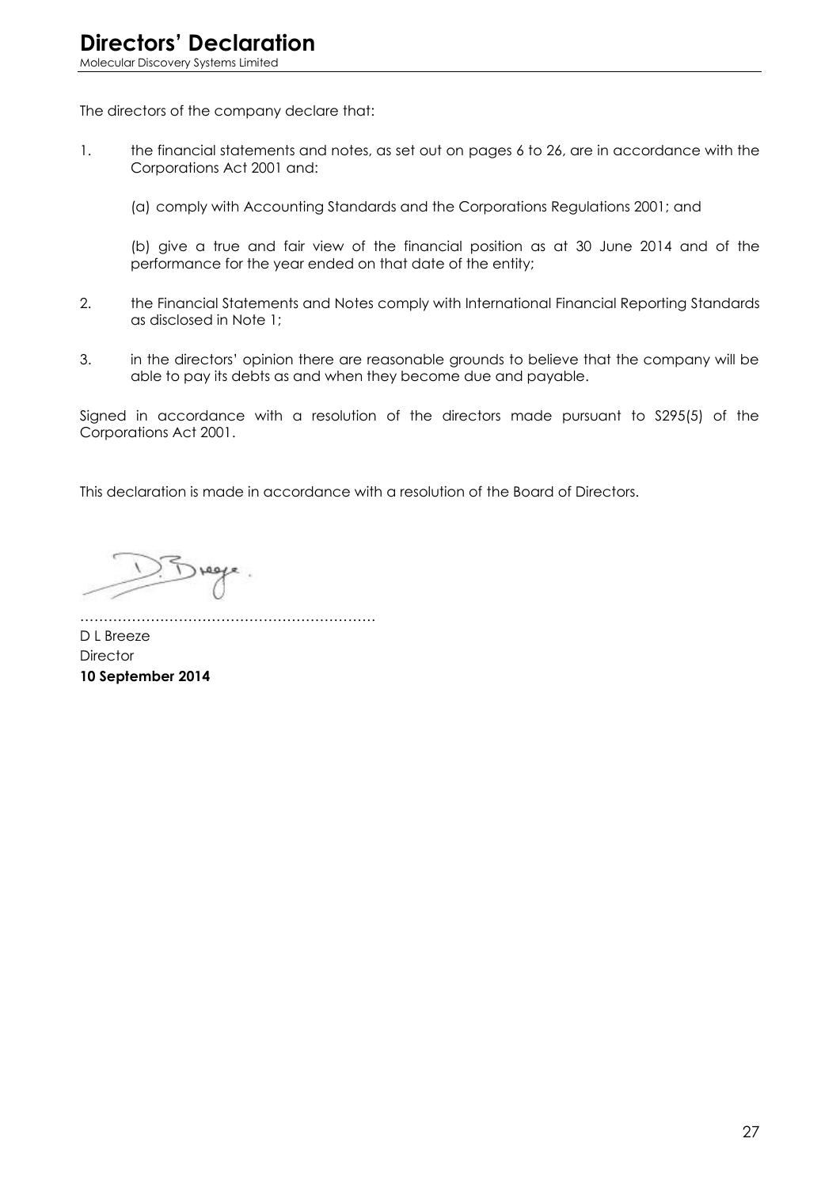# Directors' Declaration

Molecular Discovery Systems Limited

The directors of the company declare that:

1. the financial statements and notes, as set out on pages 6 to 26, are in accordance with the Corporations Act 2001 and:

   (a) comply with Accounting Standards and the Corporations Regulations 2001; and

   (b) give a true and fair view of the financial position as at 30 June 2014 and of the performance for the year ended on that date of the entity;

2. the Financial Statements and Notes comply with International Financial Reporting Standards as disclosed in Note 1;

3. in the directors' opinion there are reasonable grounds to believe that the company will be able to pay its debts as and when they become due and payable.

Signed in accordance with a resolution of the directors made pursuant to S295(5) of the Corporations Act 2001.

This declaration is made in accordance with a resolution of the Board of Directors.

………………………………………………………

D L Breeze
Director
**10 September 2014**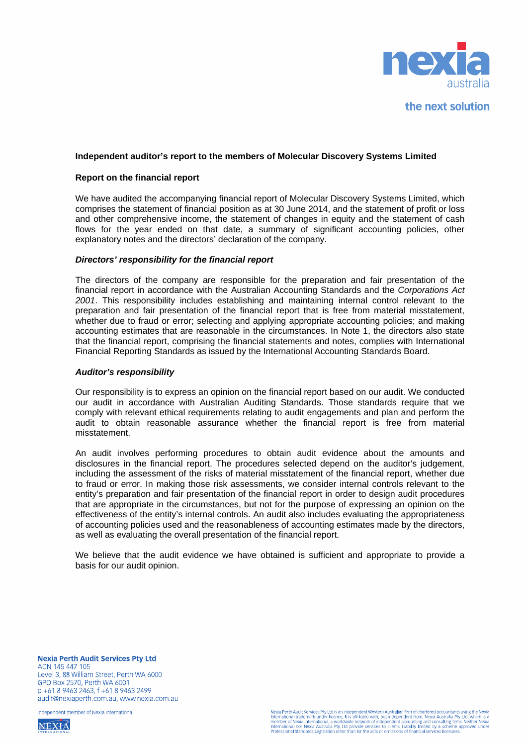**Independent auditor's report to the members of Molecular Discovery Systems Limited**

**Report on the financial report**

We have audited the accompanying financial report of Molecular Discovery Systems Limited, which comprises the statement of financial position as at 30 June 2014, and the statement of profit or loss and other comprehensive income, the statement of changes in equity and the statement of cash flows for the year ended on that date, a summary of significant accounting policies, other explanatory notes and the directors' declaration of the company.

***Directors' responsibility for the financial report***

The directors of the company are responsible for the preparation and fair presentation of the financial report in accordance with the Australian Accounting Standards and the *Corporations Act 2001*. This responsibility includes establishing and maintaining internal control relevant to the preparation and fair presentation of the financial report that is free from material misstatement, whether due to fraud or error; selecting and applying appropriate accounting policies; and making accounting estimates that are reasonable in the circumstances. In Note 1, the directors also state that the financial report, comprising the financial statements and notes, complies with International Financial Reporting Standards as issued by the International Accounting Standards Board.

***Auditor's responsibility***

Our responsibility is to express an opinion on the financial report based on our audit. We conducted our audit in accordance with Australian Auditing Standards. Those standards require that we comply with relevant ethical requirements relating to audit engagements and plan and perform the audit to obtain reasonable assurance whether the financial report is free from material misstatement.

An audit involves performing procedures to obtain audit evidence about the amounts and disclosures in the financial report. The procedures selected depend on the auditor's judgement, including the assessment of the risks of material misstatement of the financial report, whether due to fraud or error. In making those risk assessments, we consider internal controls relevant to the entity's preparation and fair presentation of the financial report in order to design audit procedures that are appropriate in the circumstances, but not for the purpose of expressing an opinion on the effectiveness of the entity's internal controls. An audit also includes evaluating the appropriateness of accounting policies used and the reasonableness of accounting estimates made by the directors, as well as evaluating the overall presentation of the financial report.

We believe that the audit evidence we have obtained is sufficient and appropriate to provide a basis for our audit opinion.

**Nexia Perth Audit Services Pty Ltd**
ACN 145 447 105
Level 3, 88 William Street, Perth WA 6000
GPO Box 2570, Perth WA 6001
p +61 8 9463 2463, f +61 8 9463 2499
audit@nexiaperth.com.au, www.nexia.com.au

Independent member of Nexia International

Nexia Perth Audit Services Pty Ltd is an independent Western Australian firm of chartered accountants using the Nexia International trademark under licence. It is affiliated with, but independent from, Nexia Australia Pty Ltd, which is a member of Nexia International, a worldwide network of independent accounting and consulting firms. Neither Nexia International nor Nexia Australia Pty Ltd provide services to clients. Liability limited by a scheme approved under Professional Standards Legislation other than for the acts or omissions of financial services licensees.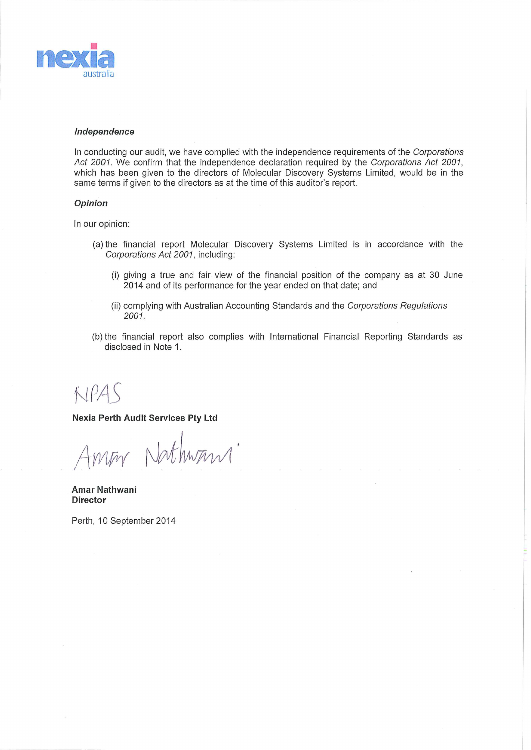nexia
australia

### *Independence*

In conducting our audit, we have complied with the independence requirements of the *Corporations Act 2001*. We confirm that the independence declaration required by the *Corporations Act 2001*, which has been given to the directors of Molecular Discovery Systems Limited, would be in the same terms if given to the directors as at the time of this auditor's report.

### *Opinion*

In our opinion:

(a) the financial report Molecular Discovery Systems Limited is in accordance with the *Corporations Act 2001*, including:

   (i) giving a true and fair view of the financial position of the company as at 30 June 2014 and of its performance for the year ended on that date; and

   (ii) complying with Australian Accounting Standards and the *Corporations Regulations 2001*.

(b) the financial report also complies with International Financial Reporting Standards as disclosed in Note 1.

NPAS

**Nexia Perth Audit Services Pty Ltd**

Amar Nathwani

**Amar Nathwani**
**Director**

Perth, 10 September 2014